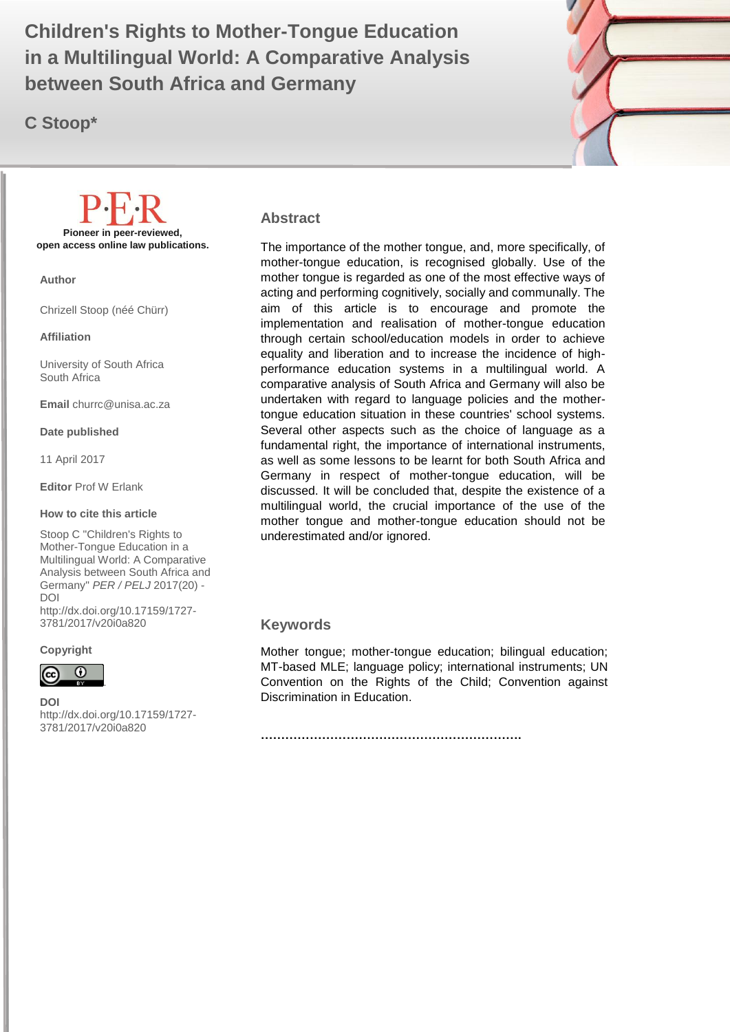# Children's Rights to Mother-Tongue Education in a Multilingual World: A Comparative Analysis between South Africa and Germany

**C Stoop***

P·E·R

**Pioneer in peer-reviewed, open access online law publications.**

**Author**

Chrizell Stoop (néé Chürr)

**Affiliation**

University of South Africa
South Africa

**Email** churrc@unisa.ac.za

**Date published**

11 April 2017

**Editor** Prof W Erlank

**How to cite this article**

Stoop C "Children's Rights to Mother-Tongue Education in a Multilingual World: A Comparative Analysis between South Africa and Germany" *PER / PELJ* 2017(20) - DOI http://dx.doi.org/10.17159/1727-3781/2017/v20i0a820

**Copyright**

**DOI**
http://dx.doi.org/10.17159/1727-3781/2017/v20i0a820

## Abstract

The importance of the mother tongue, and, more specifically, of mother-tongue education, is recognised globally. Use of the mother tongue is regarded as one of the most effective ways of acting and performing cognitively, socially and communally. The aim of this article is to encourage and promote the implementation and realisation of mother-tongue education through certain school/education models in order to achieve equality and liberation and to increase the incidence of high-performance education systems in a multilingual world. A comparative analysis of South Africa and Germany will also be undertaken with regard to language policies and the mother-tongue education situation in these countries' school systems. Several other aspects such as the choice of language as a fundamental right, the importance of international instruments, as well as some lessons to be learnt for both South Africa and Germany in respect of mother-tongue education, will be discussed. It will be concluded that, despite the existence of a multilingual world, the crucial importance of the use of the mother tongue and mother-tongue education should not be underestimated and/or ignored.

## Keywords

Mother tongue; mother-tongue education; bilingual education; MT-based MLE; language policy; international instruments; UN Convention on the Rights of the Child; Convention against Discrimination in Education.

……………………………………………………….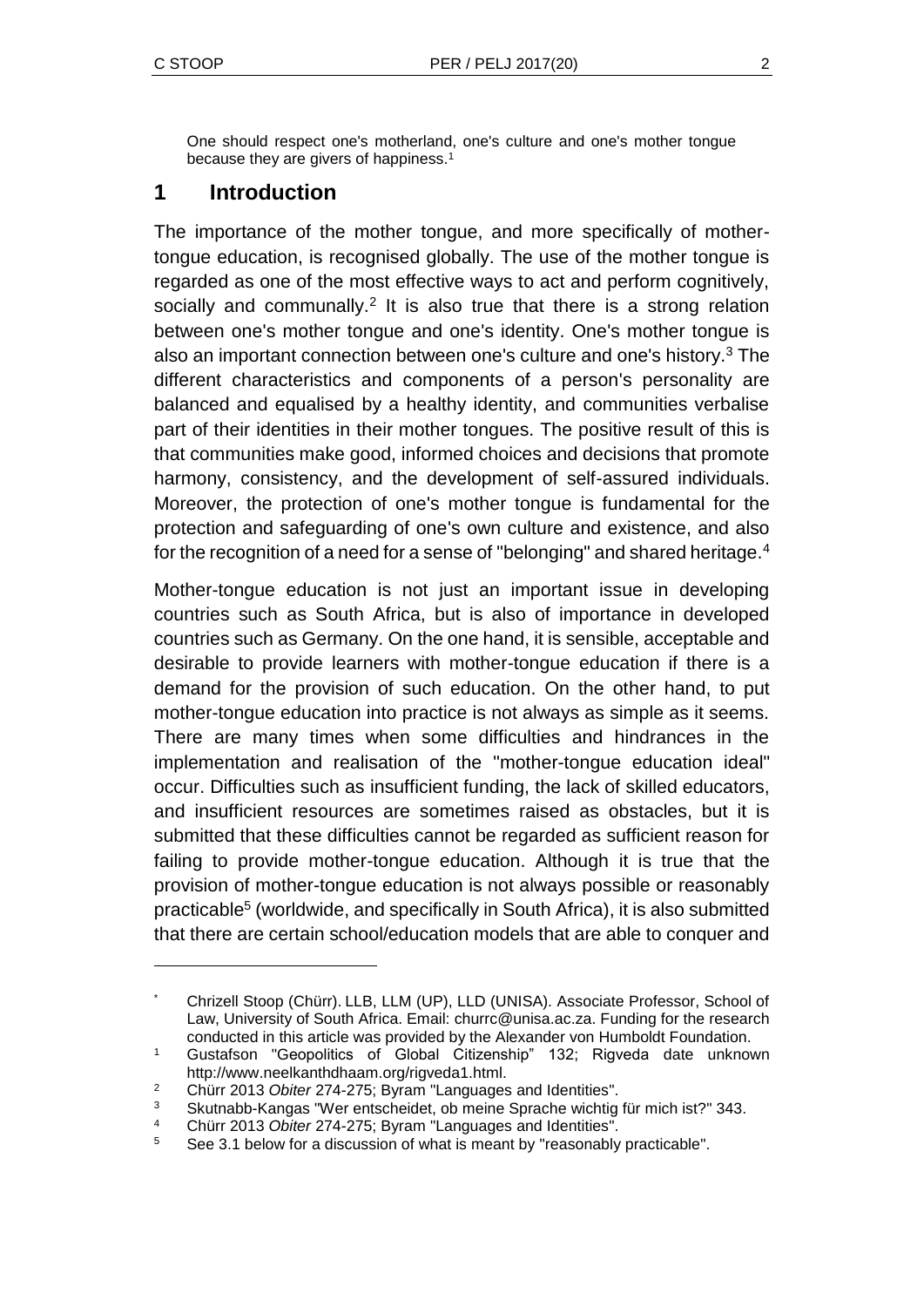One should respect one's motherland, one's culture and one's mother tongue because they are givers of happiness.[1]

## 1 Introduction

The importance of the mother tongue, and more specifically of mother-tongue education, is recognised globally. The use of the mother tongue is regarded as one of the most effective ways to act and perform cognitively, socially and communally.[2] It is also true that there is a strong relation between one's mother tongue and one's identity. One's mother tongue is also an important connection between one's culture and one's history.[3] The different characteristics and components of a person's personality are balanced and equalised by a healthy identity, and communities verbalise part of their identities in their mother tongues. The positive result of this is that communities make good, informed choices and decisions that promote harmony, consistency, and the development of self-assured individuals. Moreover, the protection of one's mother tongue is fundamental for the protection and safeguarding of one's own culture and existence, and also for the recognition of a need for a sense of "belonging" and shared heritage.[4]

Mother-tongue education is not just an important issue in developing countries such as South Africa, but is also of importance in developed countries such as Germany. On the one hand, it is sensible, acceptable and desirable to provide learners with mother-tongue education if there is a demand for the provision of such education. On the other hand, to put mother-tongue education into practice is not always as simple as it seems. There are many times when some difficulties and hindrances in the implementation and realisation of the "mother-tongue education ideal" occur. Difficulties such as insufficient funding, the lack of skilled educators, and insufficient resources are sometimes raised as obstacles, but it is submitted that these difficulties cannot be regarded as sufficient reason for failing to provide mother-tongue education. Although it is true that the provision of mother-tongue education is not always possible or reasonably practicable[5] (worldwide, and specifically in South Africa), it is also submitted that there are certain school/education models that are able to conquer and

---

\* Chrizell Stoop (Chürr). LLB, LLM (UP), LLD (UNISA). Associate Professor, School of Law, University of South Africa. Email: churrc@unisa.ac.za. Funding for the research conducted in this article was provided by the Alexander von Humboldt Foundation.

[1] Gustafson "Geopolitics of Global Citizenship" 132; Rigveda date unknown http://www.neelkanthdhaam.org/rigveda1.html.

[2] Chürr 2013 *Obiter* 274-275; Byram "Languages and Identities".

[3] Skutnabb-Kangas "Wer entscheidet, ob meine Sprache wichtig für mich ist?" 343.

[4] Chürr 2013 *Obiter* 274-275; Byram "Languages and Identities".

[5] See 3.1 below for a discussion of what is meant by "reasonably practicable".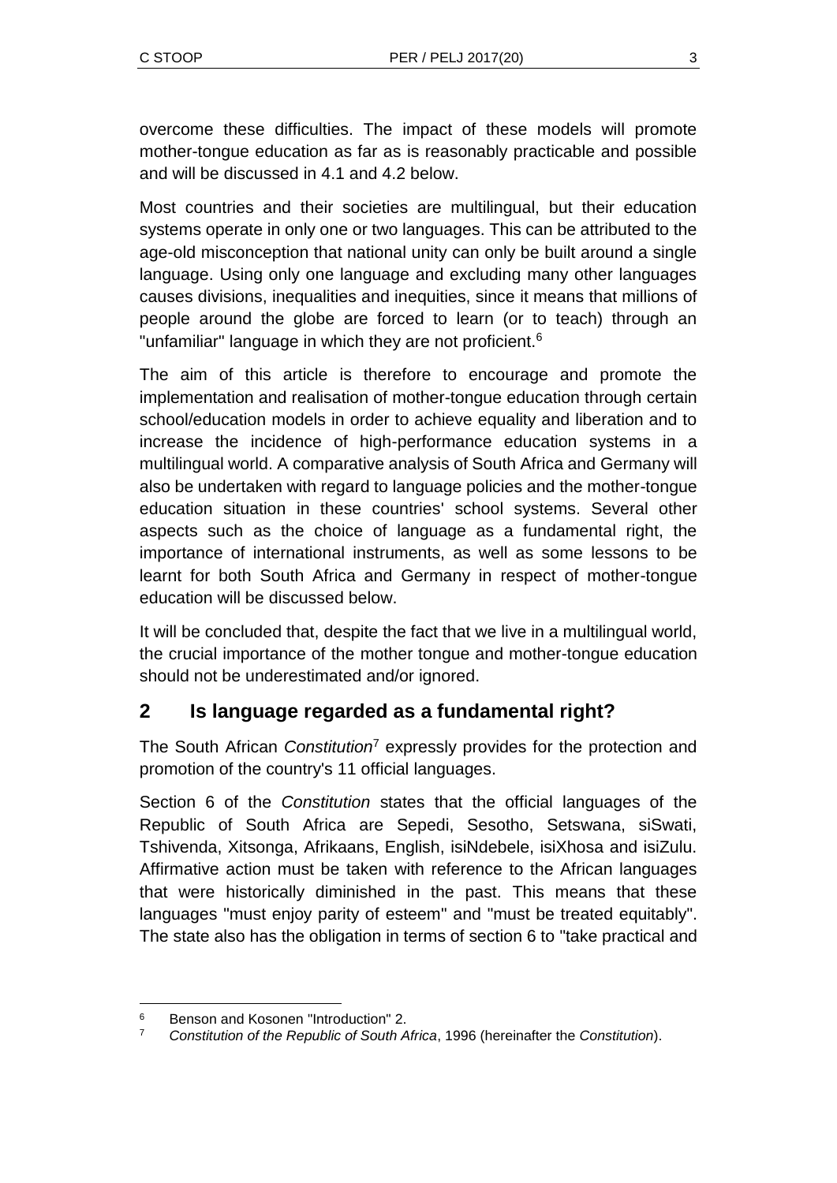overcome these difficulties. The impact of these models will promote mother-tongue education as far as is reasonably practicable and possible and will be discussed in 4.1 and 4.2 below.

Most countries and their societies are multilingual, but their education systems operate in only one or two languages. This can be attributed to the age-old misconception that national unity can only be built around a single language. Using only one language and excluding many other languages causes divisions, inequalities and inequities, since it means that millions of people around the globe are forced to learn (or to teach) through an "unfamiliar" language in which they are not proficient.[6]

The aim of this article is therefore to encourage and promote the implementation and realisation of mother-tongue education through certain school/education models in order to achieve equality and liberation and to increase the incidence of high-performance education systems in a multilingual world. A comparative analysis of South Africa and Germany will also be undertaken with regard to language policies and the mother-tongue education situation in these countries' school systems. Several other aspects such as the choice of language as a fundamental right, the importance of international instruments, as well as some lessons to be learnt for both South Africa and Germany in respect of mother-tongue education will be discussed below.

It will be concluded that, despite the fact that we live in a multilingual world, the crucial importance of the mother tongue and mother-tongue education should not be underestimated and/or ignored.

## 2 Is language regarded as a fundamental right?

The South African *Constitution*[7] expressly provides for the protection and promotion of the country's 11 official languages.

Section 6 of the *Constitution* states that the official languages of the Republic of South Africa are Sepedi, Sesotho, Setswana, siSwati, Tshivenda, Xitsonga, Afrikaans, English, isiNdebele, isiXhosa and isiZulu. Affirmative action must be taken with reference to the African languages that were historically diminished in the past. This means that these languages "must enjoy parity of esteem" and "must be treated equitably". The state also has the obligation in terms of section 6 to "take practical and

---

[6] Benson and Kosonen "Introduction" 2.

[7] *Constitution of the Republic of South Africa*, 1996 (hereinafter the *Constitution*).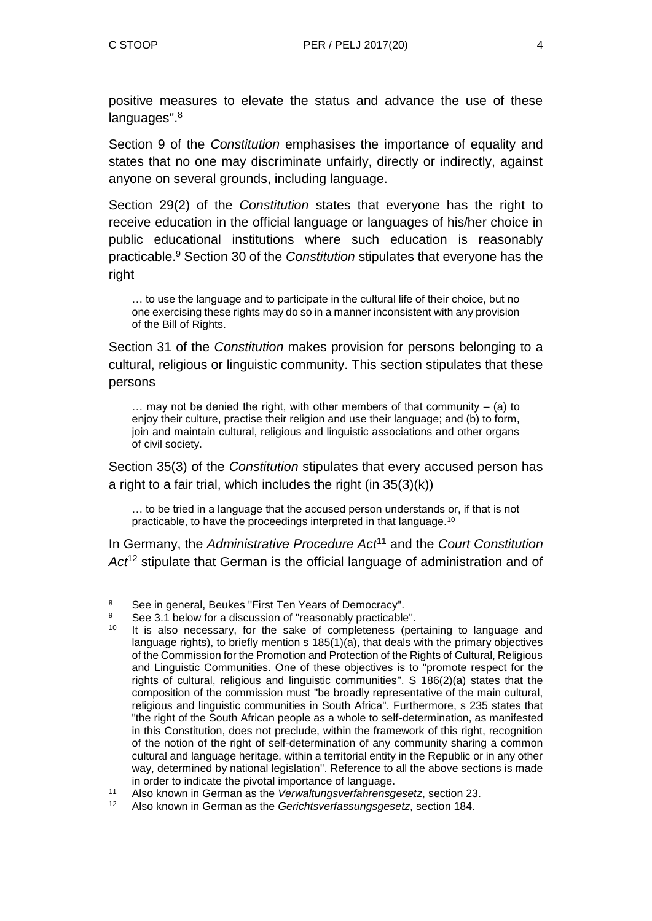positive measures to elevate the status and advance the use of these languages".[8]

Section 9 of the *Constitution* emphasises the importance of equality and states that no one may discriminate unfairly, directly or indirectly, against anyone on several grounds, including language.

Section 29(2) of the *Constitution* states that everyone has the right to receive education in the official language or languages of his/her choice in public educational institutions where such education is reasonably practicable.[9] Section 30 of the *Constitution* stipulates that everyone has the right

> … to use the language and to participate in the cultural life of their choice, but no one exercising these rights may do so in a manner inconsistent with any provision of the Bill of Rights.

Section 31 of the *Constitution* makes provision for persons belonging to a cultural, religious or linguistic community. This section stipulates that these persons

> … may not be denied the right, with other members of that community – (a) to enjoy their culture, practise their religion and use their language; and (b) to form, join and maintain cultural, religious and linguistic associations and other organs of civil society.

Section 35(3) of the *Constitution* stipulates that every accused person has a right to a fair trial, which includes the right (in 35(3)(k))

> … to be tried in a language that the accused person understands or, if that is not practicable, to have the proceedings interpreted in that language.[10]

In Germany, the *Administrative Procedure Act*[11] and the *Court Constitution Act*[12] stipulate that German is the official language of administration and of

---

[8] See in general, Beukes "First Ten Years of Democracy".

[9] See 3.1 below for a discussion of "reasonably practicable".

[10] It is also necessary, for the sake of completeness (pertaining to language and language rights), to briefly mention s 185(1)(a), that deals with the primary objectives of the Commission for the Promotion and Protection of the Rights of Cultural, Religious and Linguistic Communities. One of these objectives is to "promote respect for the rights of cultural, religious and linguistic communities". S 186(2)(a) states that the composition of the commission must "be broadly representative of the main cultural, religious and linguistic communities in South Africa". Furthermore, s 235 states that "the right of the South African people as a whole to self-determination, as manifested in this Constitution, does not preclude, within the framework of this right, recognition of the notion of the right of self-determination of any community sharing a common cultural and language heritage, within a territorial entity in the Republic or in any other way, determined by national legislation". Reference to all the above sections is made in order to indicate the pivotal importance of language.

[11] Also known in German as the *Verwaltungsverfahrensgesetz*, section 23.

[12] Also known in German as the *Gerichtsverfassungsgesetz*, section 184.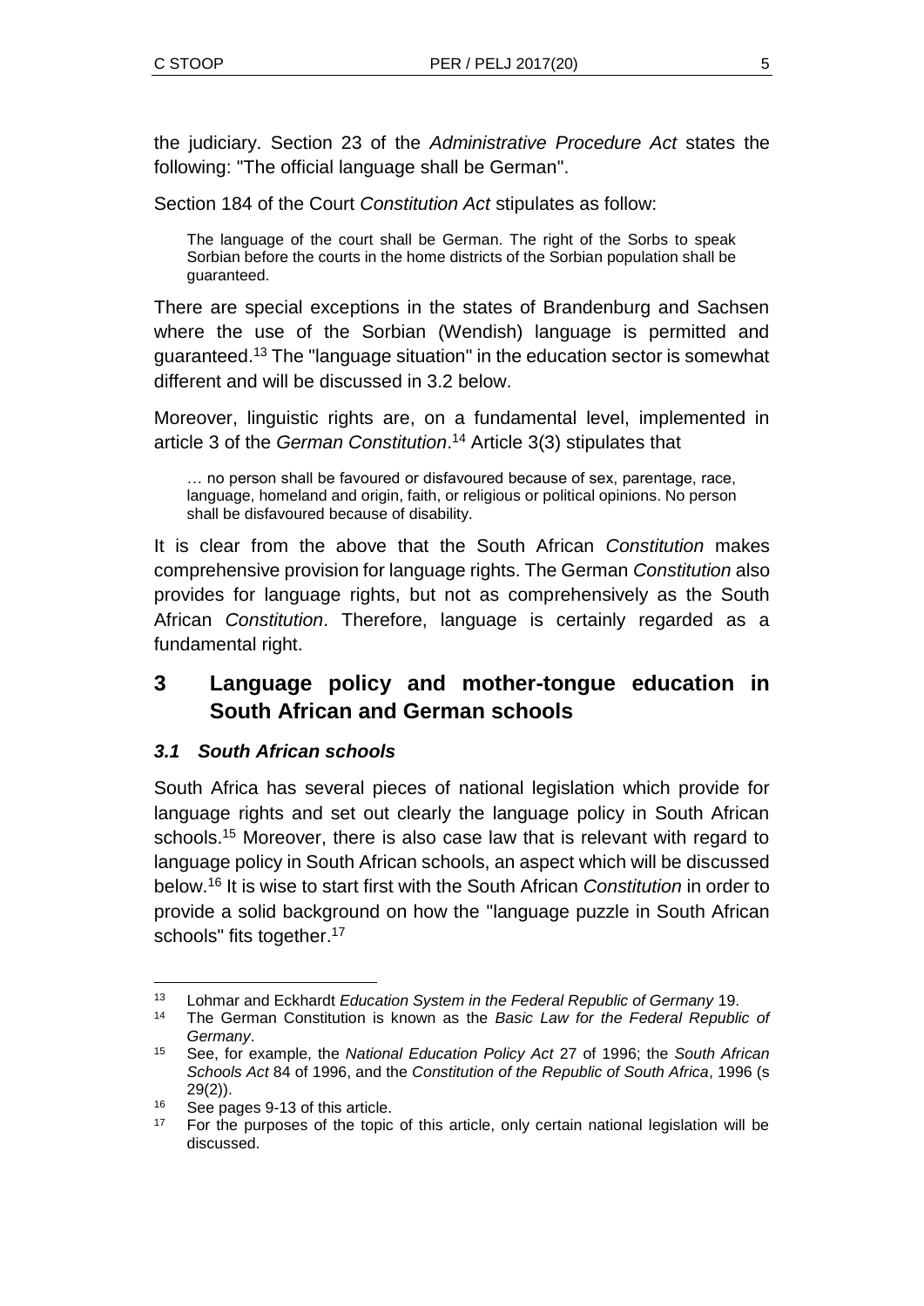the judiciary. Section 23 of the *Administrative Procedure Act* states the following: "The official language shall be German".

Section 184 of the Court *Constitution Act* stipulates as follow:

> The language of the court shall be German. The right of the Sorbs to speak Sorbian before the courts in the home districts of the Sorbian population shall be guaranteed.

There are special exceptions in the states of Brandenburg and Sachsen where the use of the Sorbian (Wendish) language is permitted and guaranteed.[13] The "language situation" in the education sector is somewhat different and will be discussed in 3.2 below.

Moreover, linguistic rights are, on a fundamental level, implemented in article 3 of the *German Constitution*.[14] Article 3(3) stipulates that

> … no person shall be favoured or disfavoured because of sex, parentage, race, language, homeland and origin, faith, or religious or political opinions. No person shall be disfavoured because of disability.

It is clear from the above that the South African *Constitution* makes comprehensive provision for language rights. The German *Constitution* also provides for language rights, but not as comprehensively as the South African *Constitution*. Therefore, language is certainly regarded as a fundamental right.

## 3 Language policy and mother-tongue education in South African and German schools

### *3.1 South African schools*

South Africa has several pieces of national legislation which provide for language rights and set out clearly the language policy in South African schools.[15] Moreover, there is also case law that is relevant with regard to language policy in South African schools, an aspect which will be discussed below.[16] It is wise to start first with the South African *Constitution* in order to provide a solid background on how the "language puzzle in South African schools" fits together.[17]

---

[13] Lohmar and Eckhardt *Education System in the Federal Republic of Germany* 19.

[14] The German Constitution is known as the *Basic Law for the Federal Republic of Germany*.

[15] See, for example, the *National Education Policy Act* 27 of 1996; the *South African Schools Act* 84 of 1996, and the *Constitution of the Republic of South Africa*, 1996 (s 29(2)).

[16] See pages 9-13 of this article.

[17] For the purposes of the topic of this article, only certain national legislation will be discussed.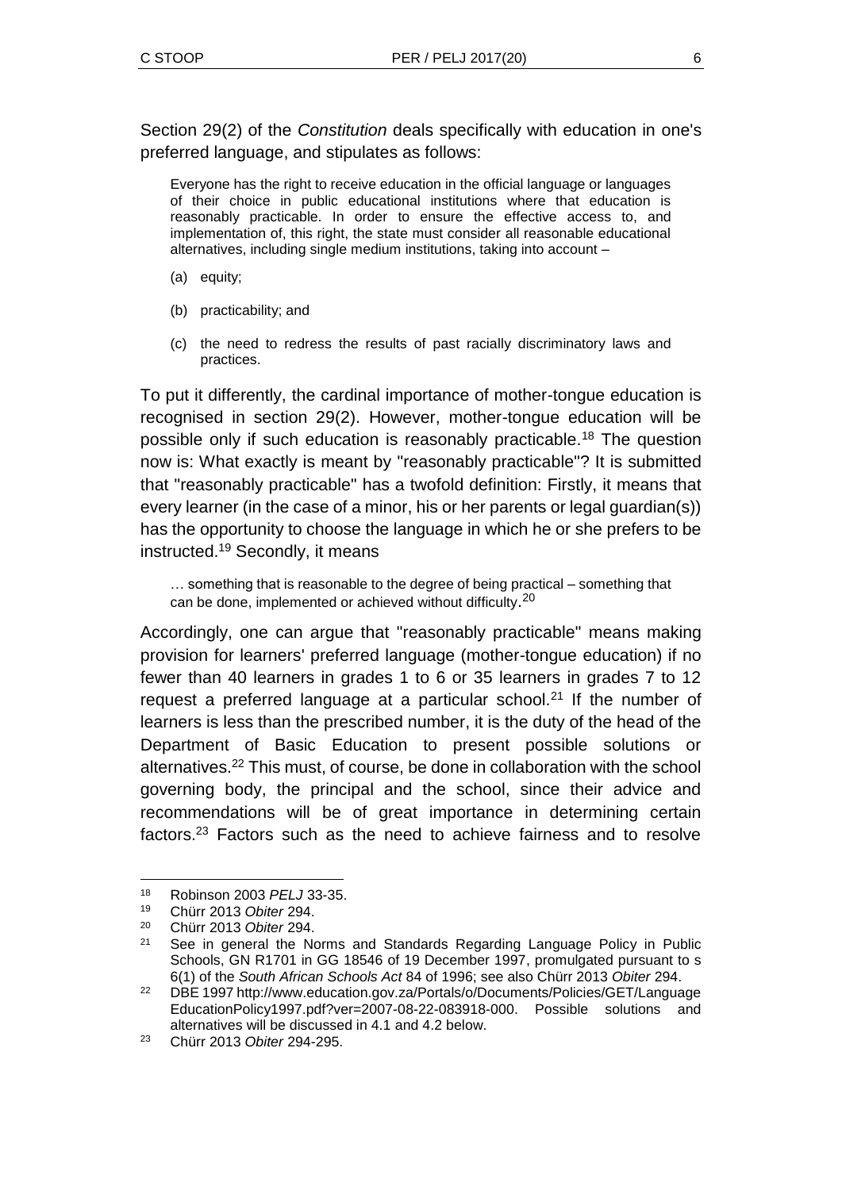Section 29(2) of the *Constitution* deals specifically with education in one's preferred language, and stipulates as follows:

> Everyone has the right to receive education in the official language or languages of their choice in public educational institutions where that education is reasonably practicable. In order to ensure the effective access to, and implementation of, this right, the state must consider all reasonable educational alternatives, including single medium institutions, taking into account –
>
> (a) equity;
>
> (b) practicability; and
>
> (c) the need to redress the results of past racially discriminatory laws and practices.

To put it differently, the cardinal importance of mother-tongue education is recognised in section 29(2). However, mother-tongue education will be possible only if such education is reasonably practicable.[18] The question now is: What exactly is meant by "reasonably practicable"? It is submitted that "reasonably practicable" has a twofold definition: Firstly, it means that every learner (in the case of a minor, his or her parents or legal guardian(s)) has the opportunity to choose the language in which he or she prefers to be instructed.[19] Secondly, it means

> … something that is reasonable to the degree of being practical – something that can be done, implemented or achieved without difficulty.[20]

Accordingly, one can argue that "reasonably practicable" means making provision for learners' preferred language (mother-tongue education) if no fewer than 40 learners in grades 1 to 6 or 35 learners in grades 7 to 12 request a preferred language at a particular school.[21] If the number of learners is less than the prescribed number, it is the duty of the head of the Department of Basic Education to present possible solutions or alternatives.[22] This must, of course, be done in collaboration with the school governing body, the principal and the school, since their advice and recommendations will be of great importance in determining certain factors.[23] Factors such as the need to achieve fairness and to resolve

---

18 Robinson 2003 *PELJ* 33-35.

19 Chürr 2013 *Obiter* 294.

20 Chürr 2013 *Obiter* 294.

21 See in general the Norms and Standards Regarding Language Policy in Public Schools, GN R1701 in GG 18546 of 19 December 1997, promulgated pursuant to s 6(1) of the *South African Schools Act* 84 of 1996; see also Chürr 2013 *Obiter* 294.

22 DBE 1997 http://www.education.gov.za/Portals/o/Documents/Policies/GET/LanguageEducationPolicy1997.pdf?ver=2007-08-22-083918-000. Possible solutions and alternatives will be discussed in 4.1 and 4.2 below.

23 Chürr 2013 *Obiter* 294-295.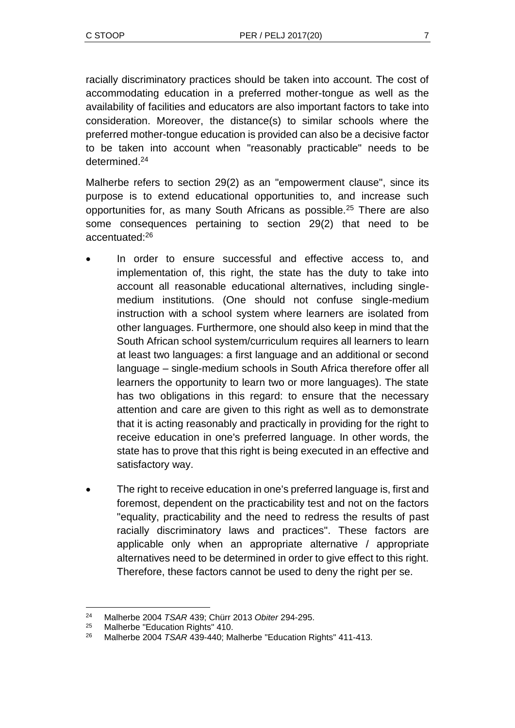racially discriminatory practices should be taken into account. The cost of accommodating education in a preferred mother-tongue as well as the availability of facilities and educators are also important factors to take into consideration. Moreover, the distance(s) to similar schools where the preferred mother-tongue education is provided can also be a decisive factor to be taken into account when "reasonably practicable" needs to be determined.[24]

Malherbe refers to section 29(2) as an "empowerment clause", since its purpose is to extend educational opportunities to, and increase such opportunities for, as many South Africans as possible.[25] There are also some consequences pertaining to section 29(2) that need to be accentuated:[26]

- In order to ensure successful and effective access to, and implementation of, this right, the state has the duty to take into account all reasonable educational alternatives, including single-medium institutions. (One should not confuse single-medium instruction with a school system where learners are isolated from other languages. Furthermore, one should also keep in mind that the South African school system/curriculum requires all learners to learn at least two languages: a first language and an additional or second language – single-medium schools in South Africa therefore offer all learners the opportunity to learn two or more languages). The state has two obligations in this regard: to ensure that the necessary attention and care are given to this right as well as to demonstrate that it is acting reasonably and practically in providing for the right to receive education in one's preferred language. In other words, the state has to prove that this right is being executed in an effective and satisfactory way.
- The right to receive education in one's preferred language is, first and foremost, dependent on the practicability test and not on the factors "equality, practicability and the need to redress the results of past racially discriminatory laws and practices". These factors are applicable only when an appropriate alternative / appropriate alternatives need to be determined in order to give effect to this right. Therefore, these factors cannot be used to deny the right per se.

---

[24] Malherbe 2004 *TSAR* 439; Chürr 2013 *Obiter* 294-295.

[25] Malherbe "Education Rights" 410.

[26] Malherbe 2004 *TSAR* 439-440; Malherbe "Education Rights" 411-413.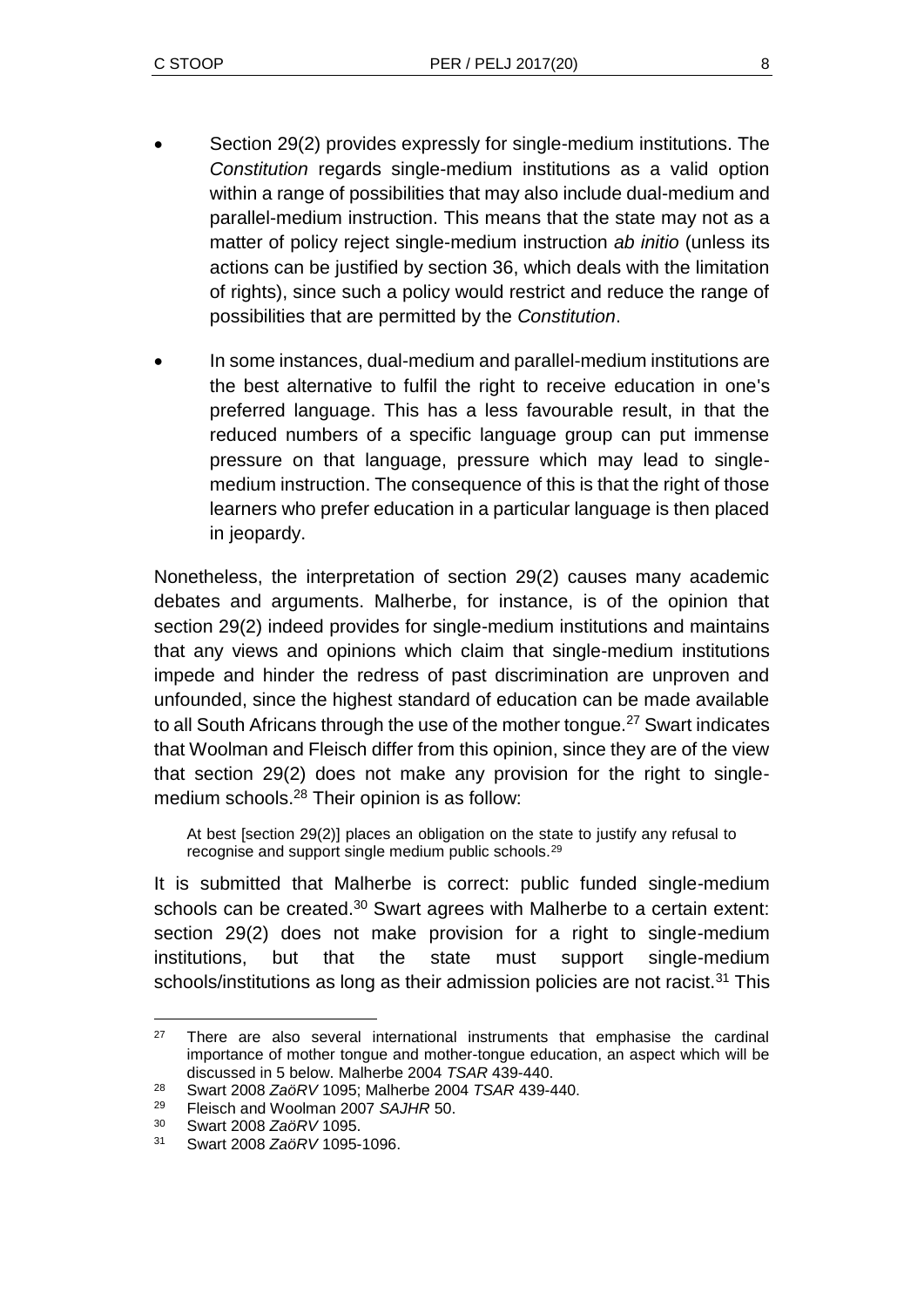- Section 29(2) provides expressly for single-medium institutions. The *Constitution* regards single-medium institutions as a valid option within a range of possibilities that may also include dual-medium and parallel-medium instruction. This means that the state may not as a matter of policy reject single-medium instruction *ab initio* (unless its actions can be justified by section 36, which deals with the limitation of rights), since such a policy would restrict and reduce the range of possibilities that are permitted by the *Constitution*.
- In some instances, dual-medium and parallel-medium institutions are the best alternative to fulfil the right to receive education in one's preferred language. This has a less favourable result, in that the reduced numbers of a specific language group can put immense pressure on that language, pressure which may lead to single-medium instruction. The consequence of this is that the right of those learners who prefer education in a particular language is then placed in jeopardy.

Nonetheless, the interpretation of section 29(2) causes many academic debates and arguments. Malherbe, for instance, is of the opinion that section 29(2) indeed provides for single-medium institutions and maintains that any views and opinions which claim that single-medium institutions impede and hinder the redress of past discrimination are unproven and unfounded, since the highest standard of education can be made available to all South Africans through the use of the mother tongue.[27] Swart indicates that Woolman and Fleisch differ from this opinion, since they are of the view that section 29(2) does not make any provision for the right to single-medium schools.[28] Their opinion is as follow:

> At best [section 29(2)] places an obligation on the state to justify any refusal to recognise and support single medium public schools.[29]

It is submitted that Malherbe is correct: public funded single-medium schools can be created.[30] Swart agrees with Malherbe to a certain extent: section 29(2) does not make provision for a right to single-medium institutions, but that the state must support single-medium schools/institutions as long as their admission policies are not racist.[31] This

---

[27] There are also several international instruments that emphasise the cardinal importance of mother tongue and mother-tongue education, an aspect which will be discussed in 5 below. Malherbe 2004 *TSAR* 439-440.

[28] Swart 2008 *ZaöRV* 1095; Malherbe 2004 *TSAR* 439-440.

[29] Fleisch and Woolman 2007 *SAJHR* 50.

[30] Swart 2008 *ZaöRV* 1095.

[31] Swart 2008 *ZaöRV* 1095-1096.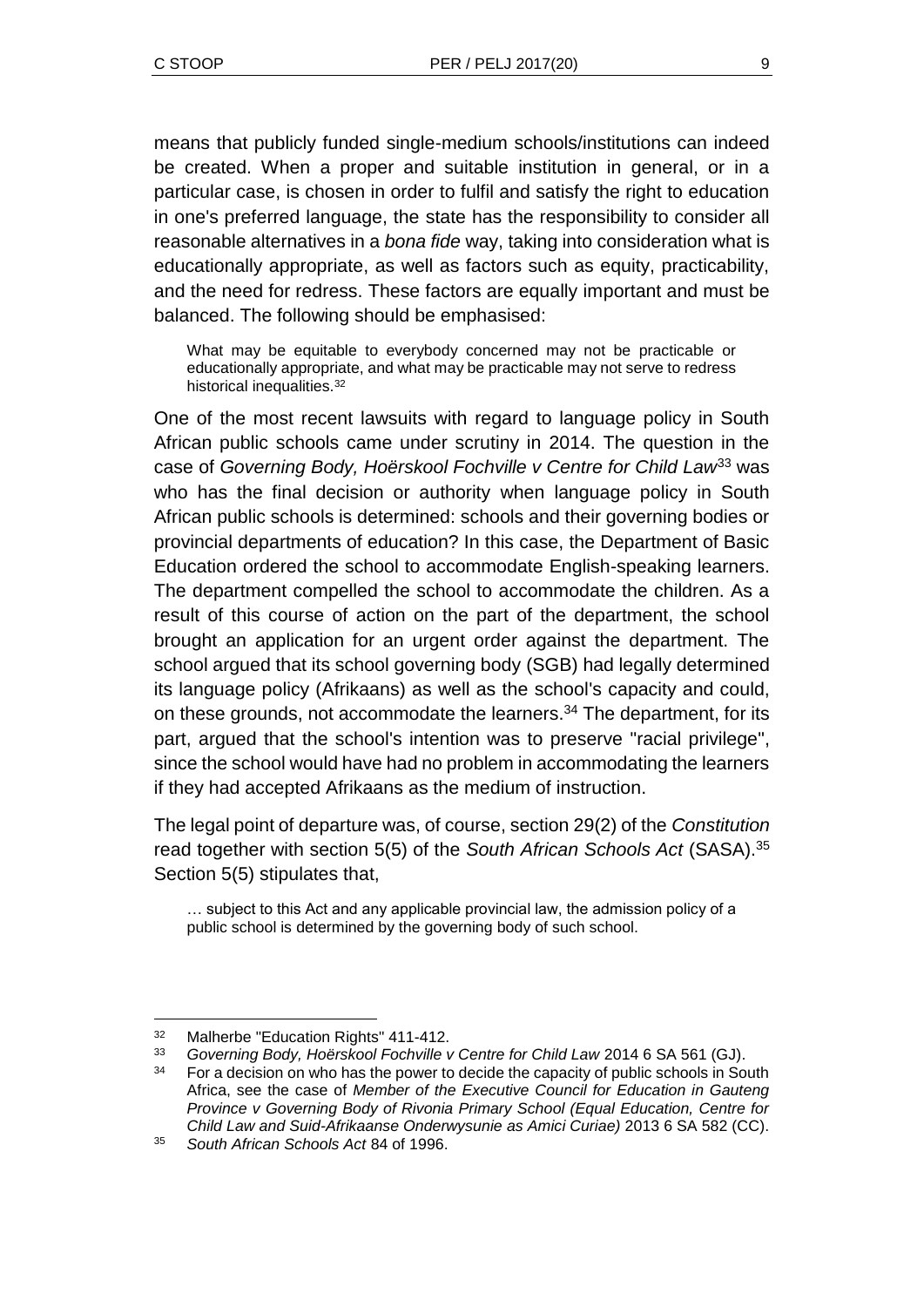means that publicly funded single-medium schools/institutions can indeed be created. When a proper and suitable institution in general, or in a particular case, is chosen in order to fulfil and satisfy the right to education in one's preferred language, the state has the responsibility to consider all reasonable alternatives in a *bona fide* way, taking into consideration what is educationally appropriate, as well as factors such as equity, practicability, and the need for redress. These factors are equally important and must be balanced. The following should be emphasised:

> What may be equitable to everybody concerned may not be practicable or educationally appropriate, and what may be practicable may not serve to redress historical inequalities.[32]

One of the most recent lawsuits with regard to language policy in South African public schools came under scrutiny in 2014. The question in the case of *Governing Body, Hoërskool Fochville v Centre for Child Law*[33] was who has the final decision or authority when language policy in South African public schools is determined: schools and their governing bodies or provincial departments of education? In this case, the Department of Basic Education ordered the school to accommodate English-speaking learners. The department compelled the school to accommodate the children. As a result of this course of action on the part of the department, the school brought an application for an urgent order against the department. The school argued that its school governing body (SGB) had legally determined its language policy (Afrikaans) as well as the school's capacity and could, on these grounds, not accommodate the learners.[34] The department, for its part, argued that the school's intention was to preserve "racial privilege", since the school would have had no problem in accommodating the learners if they had accepted Afrikaans as the medium of instruction.

The legal point of departure was, of course, section 29(2) of the *Constitution* read together with section 5(5) of the *South African Schools Act* (SASA).[35] Section 5(5) stipulates that,

> … subject to this Act and any applicable provincial law, the admission policy of a public school is determined by the governing body of such school.

---

[32] Malherbe "Education Rights" 411-412.

[33] *Governing Body, Hoërskool Fochville v Centre for Child Law* 2014 6 SA 561 (GJ).

[34] For a decision on who has the power to decide the capacity of public schools in South Africa, see the case of *Member of the Executive Council for Education in Gauteng Province v Governing Body of Rivonia Primary School (Equal Education, Centre for Child Law and Suid-Afrikaanse Onderwysunie as Amici Curiae)* 2013 6 SA 582 (CC).

[35] *South African Schools Act* 84 of 1996.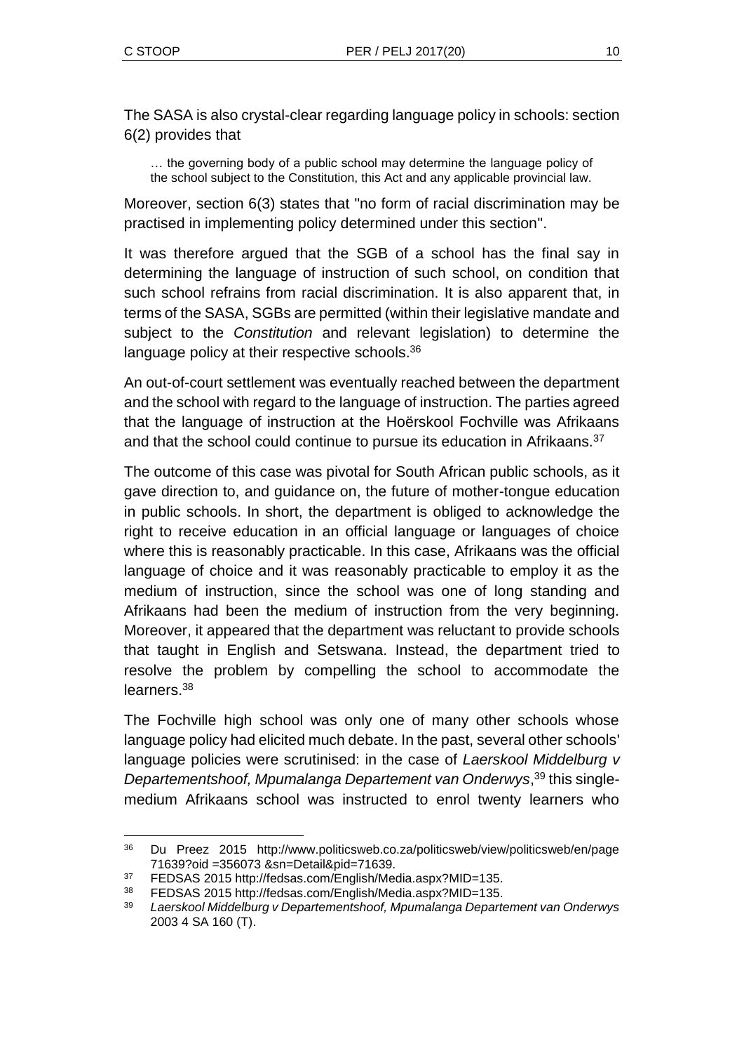The SASA is also crystal-clear regarding language policy in schools: section 6(2) provides that

> … the governing body of a public school may determine the language policy of the school subject to the Constitution, this Act and any applicable provincial law.

Moreover, section 6(3) states that "no form of racial discrimination may be practised in implementing policy determined under this section".

It was therefore argued that the SGB of a school has the final say in determining the language of instruction of such school, on condition that such school refrains from racial discrimination. It is also apparent that, in terms of the SASA, SGBs are permitted (within their legislative mandate and subject to the *Constitution* and relevant legislation) to determine the language policy at their respective schools.[36]

An out-of-court settlement was eventually reached between the department and the school with regard to the language of instruction. The parties agreed that the language of instruction at the Hoërskool Fochville was Afrikaans and that the school could continue to pursue its education in Afrikaans.[37]

The outcome of this case was pivotal for South African public schools, as it gave direction to, and guidance on, the future of mother-tongue education in public schools. In short, the department is obliged to acknowledge the right to receive education in an official language or languages of choice where this is reasonably practicable. In this case, Afrikaans was the official language of choice and it was reasonably practicable to employ it as the medium of instruction, since the school was one of long standing and Afrikaans had been the medium of instruction from the very beginning. Moreover, it appeared that the department was reluctant to provide schools that taught in English and Setswana. Instead, the department tried to resolve the problem by compelling the school to accommodate the learners.[38]

The Fochville high school was only one of many other schools whose language policy had elicited much debate. In the past, several other schools' language policies were scrutinised: in the case of *Laerskool Middelburg v Departementshoof, Mpumalanga Departement van Onderwys*,[39] this single-medium Afrikaans school was instructed to enrol twenty learners who

---

[36] Du Preez 2015 http://www.politicsweb.co.za/politicsweb/view/politicsweb/en/page 71639?oid =356073 &sn=Detail&pid=71639.

[37] FEDSAS 2015 http://fedsas.com/English/Media.aspx?MID=135.

[38] FEDSAS 2015 http://fedsas.com/English/Media.aspx?MID=135.

[39] *Laerskool Middelburg v Departementshoof, Mpumalanga Departement van Onderwys* 2003 4 SA 160 (T).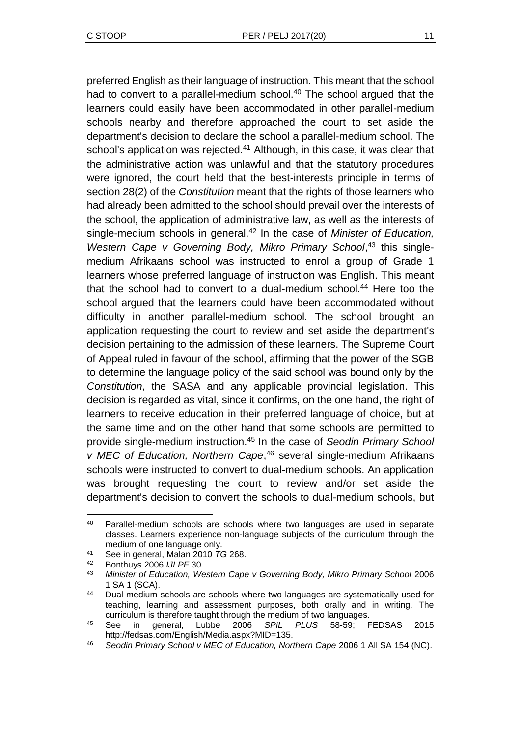preferred English as their language of instruction. This meant that the school had to convert to a parallel-medium school.[40] The school argued that the learners could easily have been accommodated in other parallel-medium schools nearby and therefore approached the court to set aside the department's decision to declare the school a parallel-medium school. The school's application was rejected.[41] Although, in this case, it was clear that the administrative action was unlawful and that the statutory procedures were ignored, the court held that the best-interests principle in terms of section 28(2) of the *Constitution* meant that the rights of those learners who had already been admitted to the school should prevail over the interests of the school, the application of administrative law, as well as the interests of single-medium schools in general.[42] In the case of *Minister of Education, Western Cape v Governing Body, Mikro Primary School*,[43] this single-medium Afrikaans school was instructed to enrol a group of Grade 1 learners whose preferred language of instruction was English. This meant that the school had to convert to a dual-medium school.[44] Here too the school argued that the learners could have been accommodated without difficulty in another parallel-medium school. The school brought an application requesting the court to review and set aside the department's decision pertaining to the admission of these learners. The Supreme Court of Appeal ruled in favour of the school, affirming that the power of the SGB to determine the language policy of the said school was bound only by the *Constitution*, the SASA and any applicable provincial legislation. This decision is regarded as vital, since it confirms, on the one hand, the right of learners to receive education in their preferred language of choice, but at the same time and on the other hand that some schools are permitted to provide single-medium instruction.[45] In the case of *Seodin Primary School v MEC of Education, Northern Cape*,[46] several single-medium Afrikaans schools were instructed to convert to dual-medium schools. An application was brought requesting the court to review and/or set aside the department's decision to convert the schools to dual-medium schools, but

---

[40] Parallel-medium schools are schools where two languages are used in separate classes. Learners experience non-language subjects of the curriculum through the medium of one language only.

[41] See in general, Malan 2010 *TG* 268.

[42] Bonthuys 2006 *IJLPF* 30.

[43] *Minister of Education, Western Cape v Governing Body, Mikro Primary School* 2006 1 SA 1 (SCA).

[44] Dual-medium schools are schools where two languages are systematically used for teaching, learning and assessment purposes, both orally and in writing. The curriculum is therefore taught through the medium of two languages.

[45] See in general, Lubbe 2006 *SPiL PLUS* 58-59; FEDSAS 2015 http://fedsas.com/English/Media.aspx?MID=135.

[46] *Seodin Primary School v MEC of Education, Northern Cape* 2006 1 All SA 154 (NC).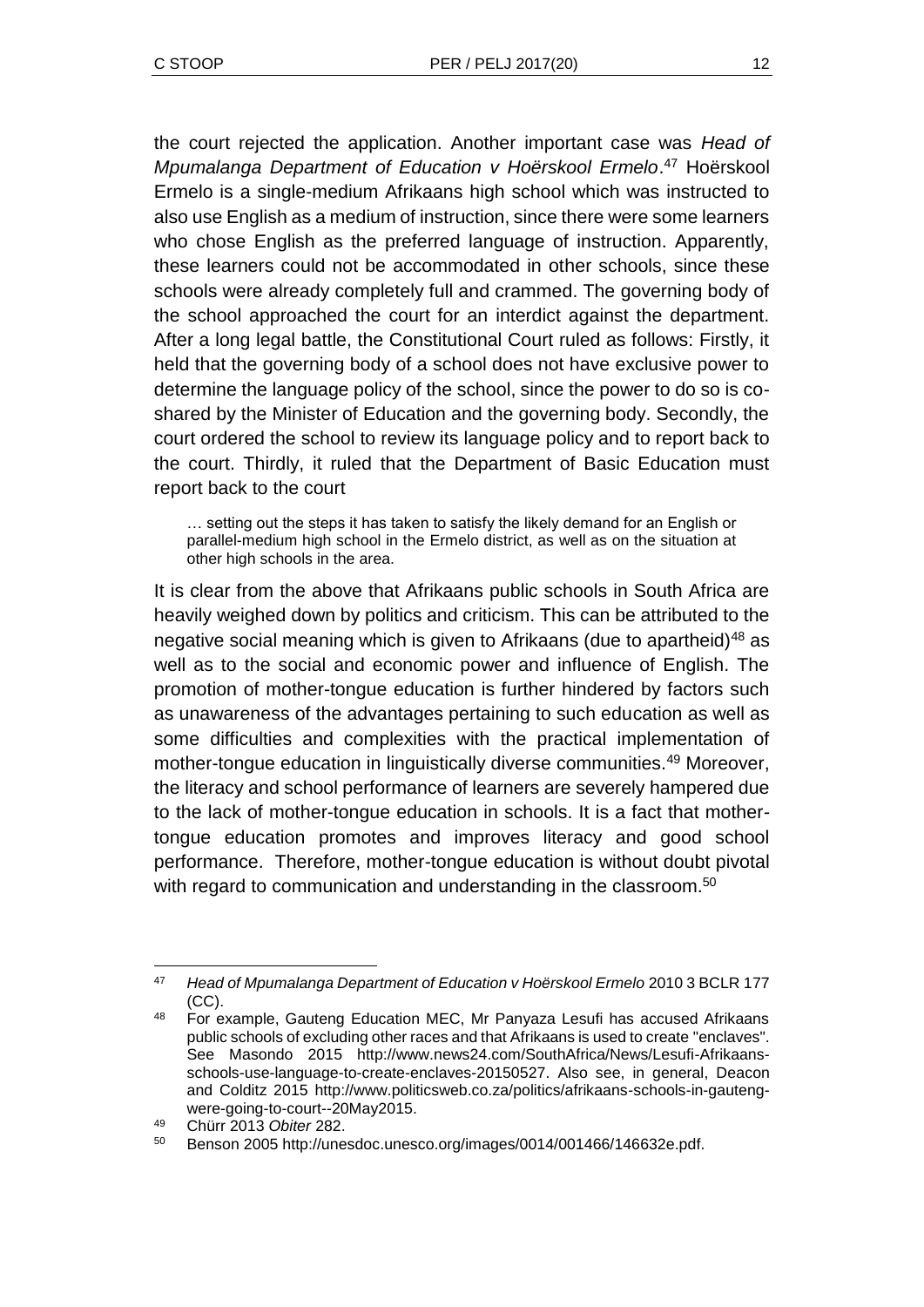the court rejected the application. Another important case was *Head of Mpumalanga Department of Education v Hoërskool Ermelo*.[47] Hoërskool Ermelo is a single-medium Afrikaans high school which was instructed to also use English as a medium of instruction, since there were some learners who chose English as the preferred language of instruction. Apparently, these learners could not be accommodated in other schools, since these schools were already completely full and crammed. The governing body of the school approached the court for an interdict against the department. After a long legal battle, the Constitutional Court ruled as follows: Firstly, it held that the governing body of a school does not have exclusive power to determine the language policy of the school, since the power to do so is co-shared by the Minister of Education and the governing body. Secondly, the court ordered the school to review its language policy and to report back to the court. Thirdly, it ruled that the Department of Basic Education must report back to the court

> … setting out the steps it has taken to satisfy the likely demand for an English or parallel-medium high school in the Ermelo district, as well as on the situation at other high schools in the area.

It is clear from the above that Afrikaans public schools in South Africa are heavily weighed down by politics and criticism. This can be attributed to the negative social meaning which is given to Afrikaans (due to apartheid)[48] as well as to the social and economic power and influence of English. The promotion of mother-tongue education is further hindered by factors such as unawareness of the advantages pertaining to such education as well as some difficulties and complexities with the practical implementation of mother-tongue education in linguistically diverse communities.[49] Moreover, the literacy and school performance of learners are severely hampered due to the lack of mother-tongue education in schools. It is a fact that mother-tongue education promotes and improves literacy and good school performance. Therefore, mother-tongue education is without doubt pivotal with regard to communication and understanding in the classroom.[50]

---

[47] *Head of Mpumalanga Department of Education v Hoërskool Ermelo* 2010 3 BCLR 177 (CC).

[48] For example, Gauteng Education MEC, Mr Panyaza Lesufi has accused Afrikaans public schools of excluding other races and that Afrikaans is used to create "enclaves". See Masondo 2015 http://www.news24.com/SouthAfrica/News/Lesufi-Afrikaans-schools-use-language-to-create-enclaves-20150527. Also see, in general, Deacon and Colditz 2015 http://www.politicsweb.co.za/politics/afrikaans-schools-in-gauteng-were-going-to-court--20May2015.

[49] Chürr 2013 *Obiter* 282.

[50] Benson 2005 http://unesdoc.unesco.org/images/0014/001466/146632e.pdf.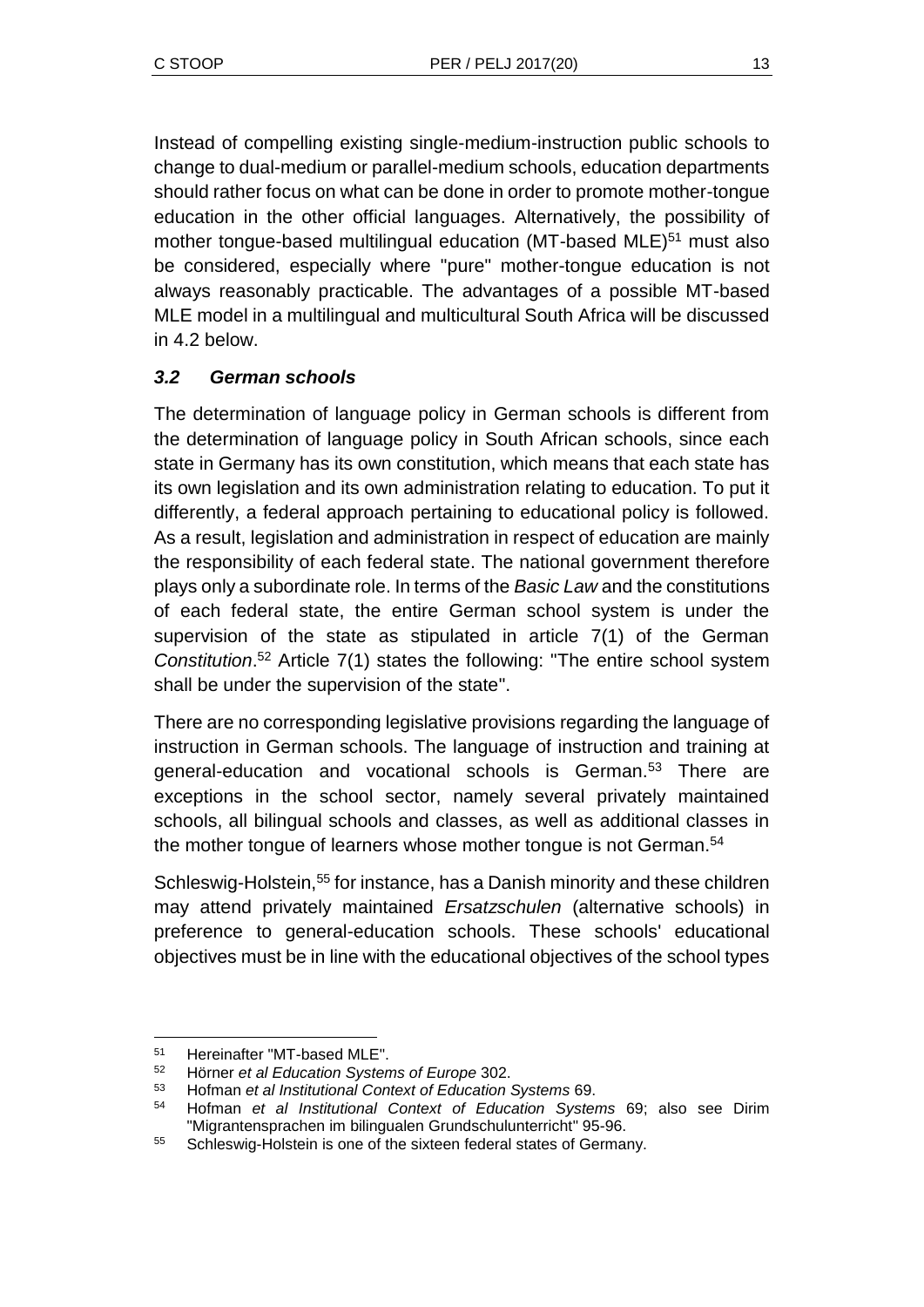Instead of compelling existing single-medium-instruction public schools to change to dual-medium or parallel-medium schools, education departments should rather focus on what can be done in order to promote mother-tongue education in the other official languages. Alternatively, the possibility of mother tongue-based multilingual education (MT-based MLE)[51] must also be considered, especially where "pure" mother-tongue education is not always reasonably practicable. The advantages of a possible MT-based MLE model in a multilingual and multicultural South Africa will be discussed in 4.2 below.

### *3.2 German schools*

The determination of language policy in German schools is different from the determination of language policy in South African schools, since each state in Germany has its own constitution, which means that each state has its own legislation and its own administration relating to education. To put it differently, a federal approach pertaining to educational policy is followed. As a result, legislation and administration in respect of education are mainly the responsibility of each federal state. The national government therefore plays only a subordinate role. In terms of the *Basic Law* and the constitutions of each federal state, the entire German school system is under the supervision of the state as stipulated in article 7(1) of the German *Constitution*.[52] Article 7(1) states the following: "The entire school system shall be under the supervision of the state".

There are no corresponding legislative provisions regarding the language of instruction in German schools. The language of instruction and training at general-education and vocational schools is German.[53] There are exceptions in the school sector, namely several privately maintained schools, all bilingual schools and classes, as well as additional classes in the mother tongue of learners whose mother tongue is not German.[54]

Schleswig-Holstein,[55] for instance, has a Danish minority and these children may attend privately maintained *Ersatzschulen* (alternative schools) in preference to general-education schools. These schools' educational objectives must be in line with the educational objectives of the school types

---

51 Hereinafter "MT-based MLE".

52 Hörner *et al Education Systems of Europe* 302.

53 Hofman *et al Institutional Context of Education Systems* 69.

54 Hofman *et al Institutional Context of Education Systems* 69; also see Dirim "Migrantensprachen im bilingualen Grundschulunterricht" 95-96.

55 Schleswig-Holstein is one of the sixteen federal states of Germany.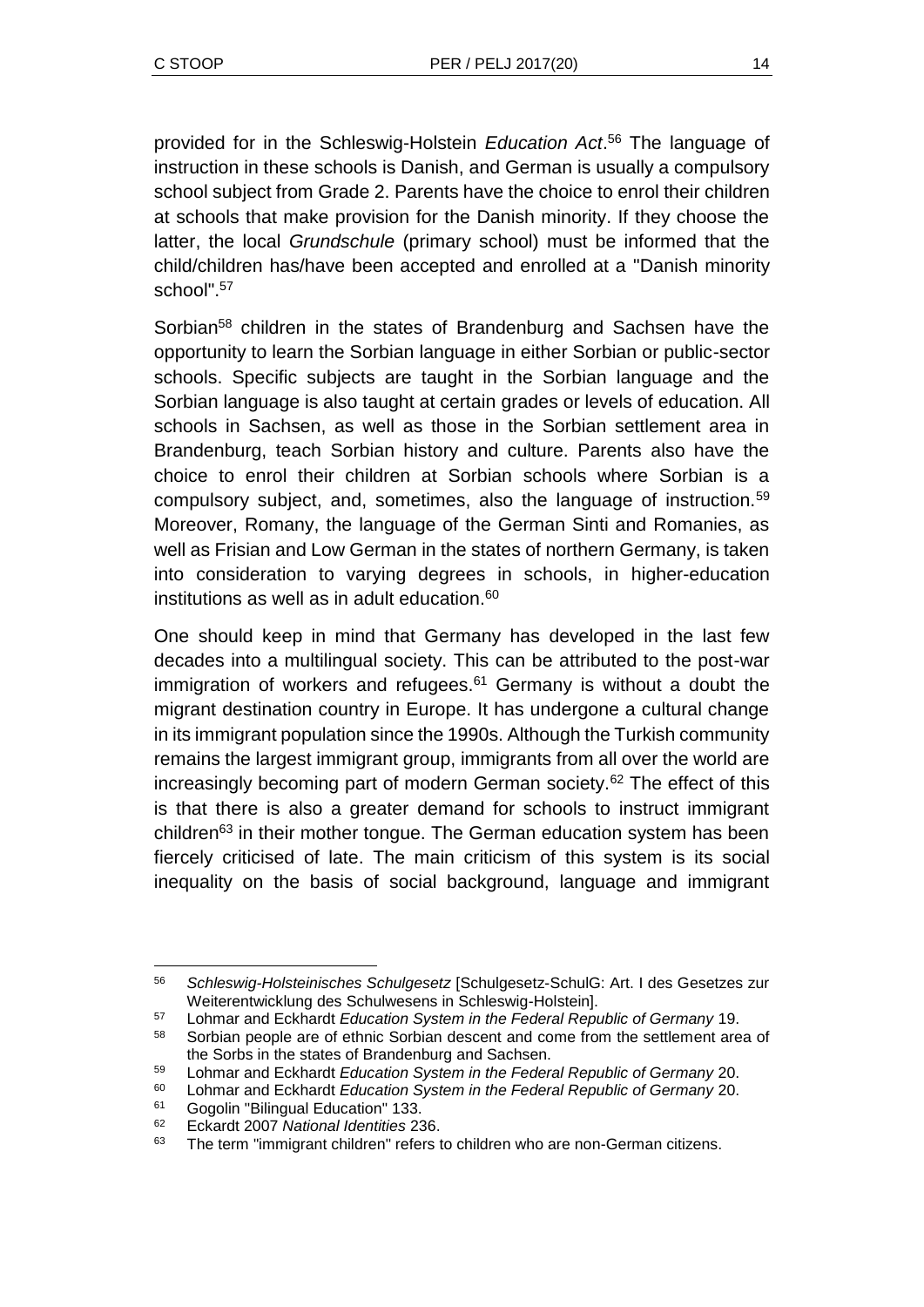provided for in the Schleswig-Holstein *Education Act*.[56] The language of instruction in these schools is Danish, and German is usually a compulsory school subject from Grade 2. Parents have the choice to enrol their children at schools that make provision for the Danish minority. If they choose the latter, the local *Grundschule* (primary school) must be informed that the child/children has/have been accepted and enrolled at a "Danish minority school".[57]

Sorbian[58] children in the states of Brandenburg and Sachsen have the opportunity to learn the Sorbian language in either Sorbian or public-sector schools. Specific subjects are taught in the Sorbian language and the Sorbian language is also taught at certain grades or levels of education. All schools in Sachsen, as well as those in the Sorbian settlement area in Brandenburg, teach Sorbian history and culture. Parents also have the choice to enrol their children at Sorbian schools where Sorbian is a compulsory subject, and, sometimes, also the language of instruction.[59] Moreover, Romany, the language of the German Sinti and Romanies, as well as Frisian and Low German in the states of northern Germany, is taken into consideration to varying degrees in schools, in higher-education institutions as well as in adult education.[60]

One should keep in mind that Germany has developed in the last few decades into a multilingual society. This can be attributed to the post-war immigration of workers and refugees.[61] Germany is without a doubt the migrant destination country in Europe. It has undergone a cultural change in its immigrant population since the 1990s. Although the Turkish community remains the largest immigrant group, immigrants from all over the world are increasingly becoming part of modern German society.[62] The effect of this is that there is also a greater demand for schools to instruct immigrant children[63] in their mother tongue. The German education system has been fiercely criticised of late. The main criticism of this system is its social inequality on the basis of social background, language and immigrant

---

56 *Schleswig-Holsteinisches Schulgesetz* [Schulgesetz-SchulG: Art. I des Gesetzes zur Weiterentwicklung des Schulwesens in Schleswig-Holstein].

57 Lohmar and Eckhardt *Education System in the Federal Republic of Germany* 19.

58 Sorbian people are of ethnic Sorbian descent and come from the settlement area of the Sorbs in the states of Brandenburg and Sachsen.

59 Lohmar and Eckhardt *Education System in the Federal Republic of Germany* 20.

60 Lohmar and Eckhardt *Education System in the Federal Republic of Germany* 20.

61 Gogolin "Bilingual Education" 133.

62 Eckardt 2007 *National Identities* 236.

63 The term "immigrant children" refers to children who are non-German citizens.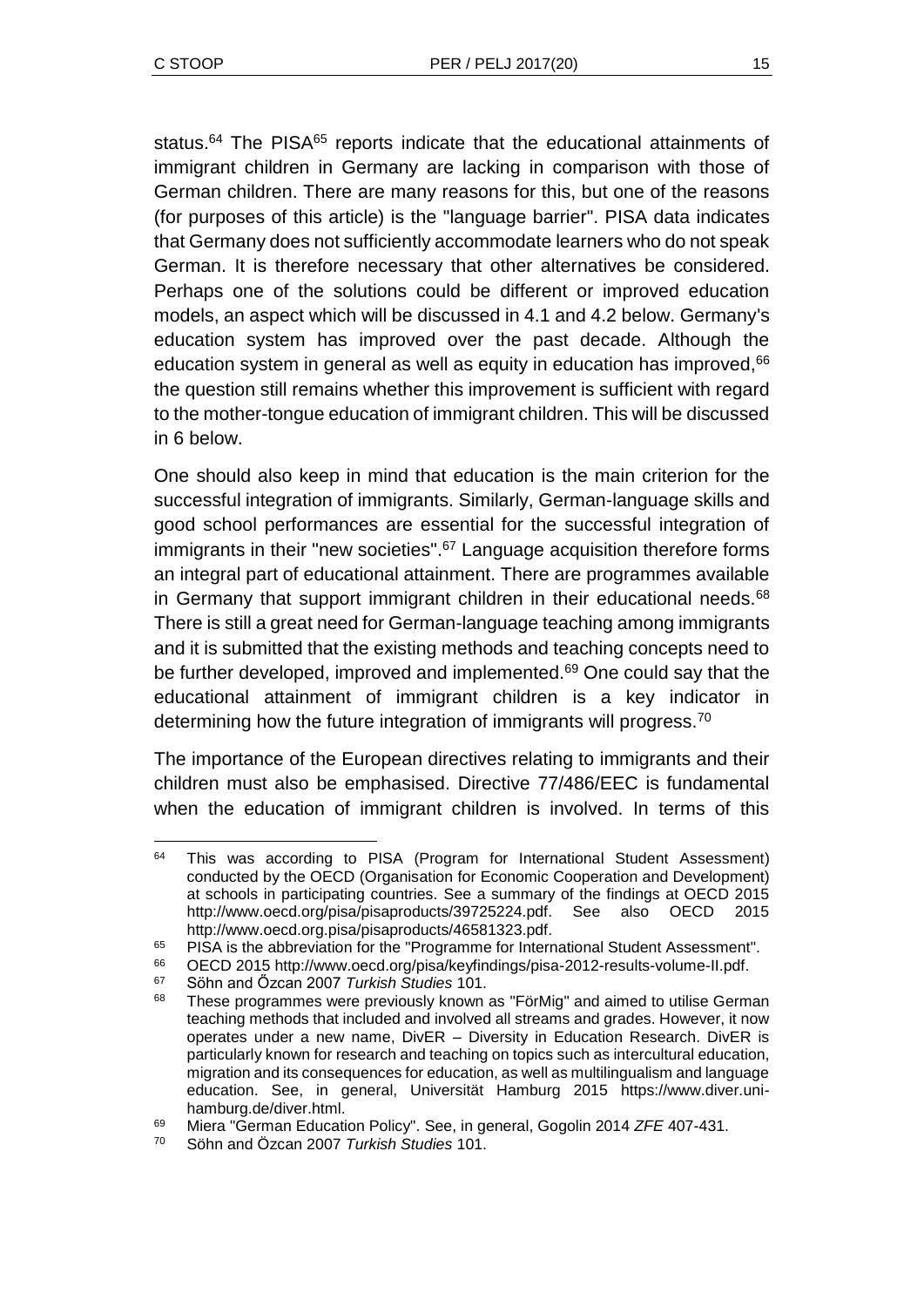status.[64] The PISA[65] reports indicate that the educational attainments of immigrant children in Germany are lacking in comparison with those of German children. There are many reasons for this, but one of the reasons (for purposes of this article) is the "language barrier". PISA data indicates that Germany does not sufficiently accommodate learners who do not speak German. It is therefore necessary that other alternatives be considered. Perhaps one of the solutions could be different or improved education models, an aspect which will be discussed in 4.1 and 4.2 below. Germany's education system has improved over the past decade. Although the education system in general as well as equity in education has improved,[66] the question still remains whether this improvement is sufficient with regard to the mother-tongue education of immigrant children. This will be discussed in 6 below.

One should also keep in mind that education is the main criterion for the successful integration of immigrants. Similarly, German-language skills and good school performances are essential for the successful integration of immigrants in their "new societies".[67] Language acquisition therefore forms an integral part of educational attainment. There are programmes available in Germany that support immigrant children in their educational needs.[68] There is still a great need for German-language teaching among immigrants and it is submitted that the existing methods and teaching concepts need to be further developed, improved and implemented.[69] One could say that the educational attainment of immigrant children is a key indicator in determining how the future integration of immigrants will progress.[70]

The importance of the European directives relating to immigrants and their children must also be emphasised. Directive 77/486/EEC is fundamental when the education of immigrant children is involved. In terms of this

---

[64] This was according to PISA (Program for International Student Assessment) conducted by the OECD (Organisation for Economic Cooperation and Development) at schools in participating countries. See a summary of the findings at OECD 2015 http://www.oecd.org/pisa/pisaproducts/39725224.pdf. See also OECD 2015 http://www.oecd.org.pisa/pisaproducts/46581323.pdf.

[65] PISA is the abbreviation for the "Programme for International Student Assessment".

[66] OECD 2015 http://www.oecd.org/pisa/keyfindings/pisa-2012-results-volume-II.pdf.

[67] Söhn and Őzcan 2007 *Turkish Studies* 101.

[68] These programmes were previously known as "FörMig" and aimed to utilise German teaching methods that included and involved all streams and grades. However, it now operates under a new name, DivER – Diversity in Education Research. DivER is particularly known for research and teaching on topics such as intercultural education, migration and its consequences for education, as well as multilingualism and language education. See, in general, Universität Hamburg 2015 https://www.diver.uni-hamburg.de/diver.html.

[69] Miera "German Education Policy". See, in general, Gogolin 2014 *ZFE* 407-431.

[70] Söhn and Özcan 2007 *Turkish Studies* 101.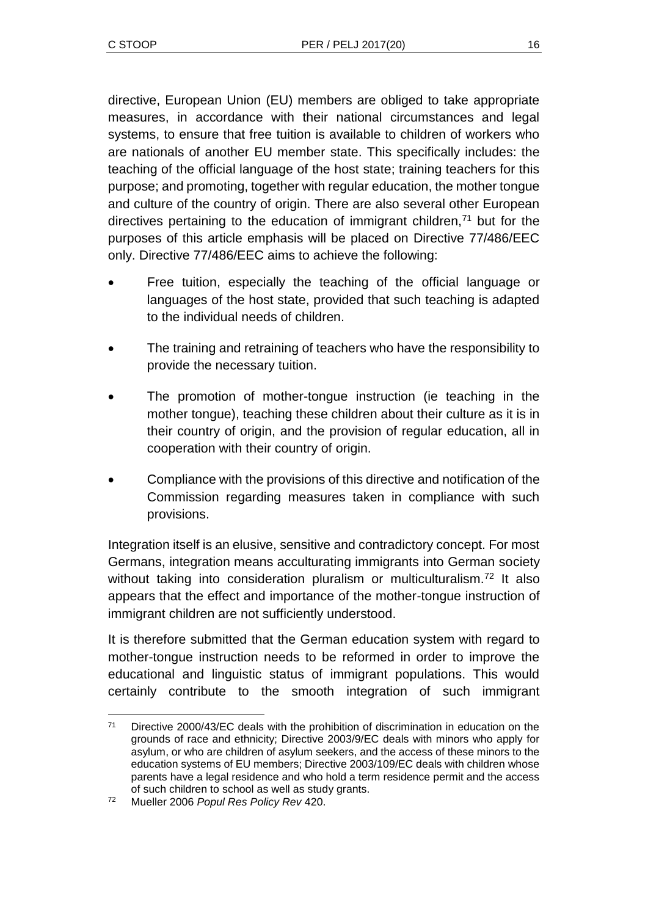directive, European Union (EU) members are obliged to take appropriate measures, in accordance with their national circumstances and legal systems, to ensure that free tuition is available to children of workers who are nationals of another EU member state. This specifically includes: the teaching of the official language of the host state; training teachers for this purpose; and promoting, together with regular education, the mother tongue and culture of the country of origin. There are also several other European directives pertaining to the education of immigrant children,[71] but for the purposes of this article emphasis will be placed on Directive 77/486/EEC only. Directive 77/486/EEC aims to achieve the following:

- Free tuition, especially the teaching of the official language or languages of the host state, provided that such teaching is adapted to the individual needs of children.
- The training and retraining of teachers who have the responsibility to provide the necessary tuition.
- The promotion of mother-tongue instruction (ie teaching in the mother tongue), teaching these children about their culture as it is in their country of origin, and the provision of regular education, all in cooperation with their country of origin.
- Compliance with the provisions of this directive and notification of the Commission regarding measures taken in compliance with such provisions.

Integration itself is an elusive, sensitive and contradictory concept. For most Germans, integration means acculturating immigrants into German society without taking into consideration pluralism or multiculturalism.[72] It also appears that the effect and importance of the mother-tongue instruction of immigrant children are not sufficiently understood.

It is therefore submitted that the German education system with regard to mother-tongue instruction needs to be reformed in order to improve the educational and linguistic status of immigrant populations. This would certainly contribute to the smooth integration of such immigrant

---

[71] Directive 2000/43/EC deals with the prohibition of discrimination in education on the grounds of race and ethnicity; Directive 2003/9/EC deals with minors who apply for asylum, or who are children of asylum seekers, and the access of these minors to the education systems of EU members; Directive 2003/109/EC deals with children whose parents have a legal residence and who hold a term residence permit and the access of such children to school as well as study grants.

[72] Mueller 2006 *Popul Res Policy Rev* 420.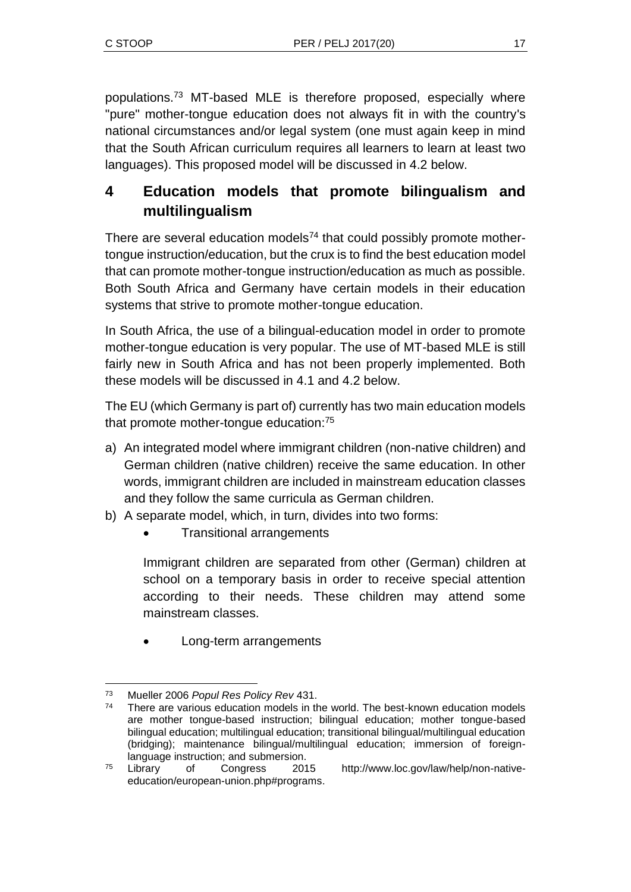populations.[73] MT-based MLE is therefore proposed, especially where "pure" mother-tongue education does not always fit in with the country's national circumstances and/or legal system (one must again keep in mind that the South African curriculum requires all learners to learn at least two languages). This proposed model will be discussed in 4.2 below.

## 4 Education models that promote bilingualism and multilingualism

There are several education models[74] that could possibly promote mother-tongue instruction/education, but the crux is to find the best education model that can promote mother-tongue instruction/education as much as possible. Both South Africa and Germany have certain models in their education systems that strive to promote mother-tongue education.

In South Africa, the use of a bilingual-education model in order to promote mother-tongue education is very popular. The use of MT-based MLE is still fairly new in South Africa and has not been properly implemented. Both these models will be discussed in 4.1 and 4.2 below.

The EU (which Germany is part of) currently has two main education models that promote mother-tongue education:[75]

a) An integrated model where immigrant children (non-native children) and German children (native children) receive the same education. In other words, immigrant children are included in mainstream education classes and they follow the same curricula as German children.
b) A separate model, which, in turn, divides into two forms:
   - Transitional arrangements

     Immigrant children are separated from other (German) children at school on a temporary basis in order to receive special attention according to their needs. These children may attend some mainstream classes.

   - Long-term arrangements

---

[73] Mueller 2006 *Popul Res Policy Rev* 431.

[74] There are various education models in the world. The best-known education models are mother tongue-based instruction; bilingual education; mother tongue-based bilingual education; multilingual education; transitional bilingual/multilingual education (bridging); maintenance bilingual/multilingual education; immersion of foreign-language instruction; and submersion.

[75] Library of Congress 2015 http://www.loc.gov/law/help/non-native-education/european-union.php#programs.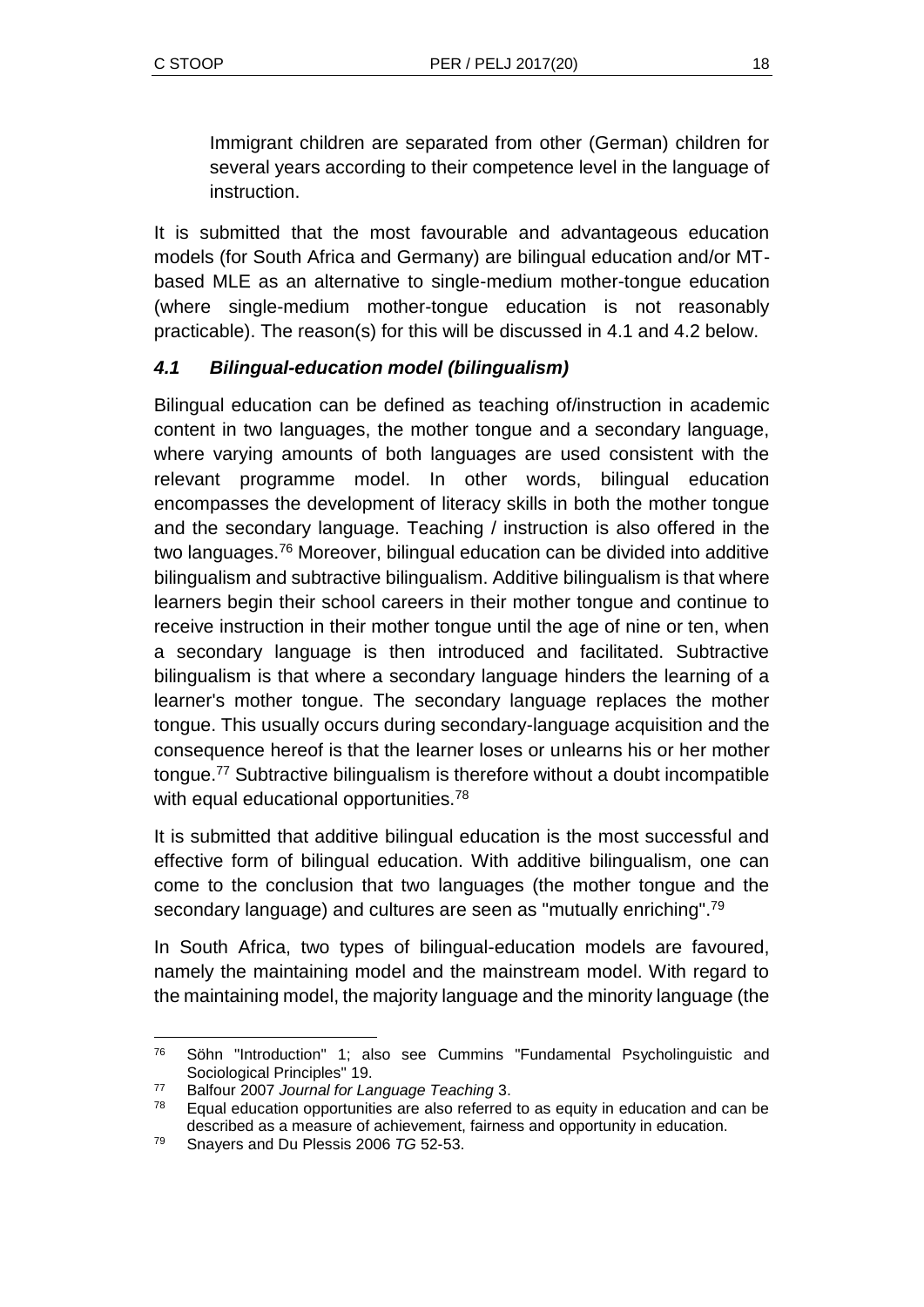> Immigrant children are separated from other (German) children for several years according to their competence level in the language of instruction.

It is submitted that the most favourable and advantageous education models (for South Africa and Germany) are bilingual education and/or MT-based MLE as an alternative to single-medium mother-tongue education (where single-medium mother-tongue education is not reasonably practicable). The reason(s) for this will be discussed in 4.1 and 4.2 below.

### *4.1 Bilingual-education model (bilingualism)*

Bilingual education can be defined as teaching of/instruction in academic content in two languages, the mother tongue and a secondary language, where varying amounts of both languages are used consistent with the relevant programme model. In other words, bilingual education encompasses the development of literacy skills in both the mother tongue and the secondary language. Teaching / instruction is also offered in the two languages.[76] Moreover, bilingual education can be divided into additive bilingualism and subtractive bilingualism. Additive bilingualism is that where learners begin their school careers in their mother tongue and continue to receive instruction in their mother tongue until the age of nine or ten, when a secondary language is then introduced and facilitated. Subtractive bilingualism is that where a secondary language hinders the learning of a learner's mother tongue. The secondary language replaces the mother tongue. This usually occurs during secondary-language acquisition and the consequence hereof is that the learner loses or unlearns his or her mother tongue.[77] Subtractive bilingualism is therefore without a doubt incompatible with equal educational opportunities.[78]

It is submitted that additive bilingual education is the most successful and effective form of bilingual education. With additive bilingualism, one can come to the conclusion that two languages (the mother tongue and the secondary language) and cultures are seen as "mutually enriching".[79]

In South Africa, two types of bilingual-education models are favoured, namely the maintaining model and the mainstream model. With regard to the maintaining model, the majority language and the minority language (the

---

[76] Söhn "Introduction" 1; also see Cummins "Fundamental Psycholinguistic and Sociological Principles" 19.

[77] Balfour 2007 *Journal for Language Teaching* 3.

[78] Equal education opportunities are also referred to as equity in education and can be described as a measure of achievement, fairness and opportunity in education.

[79] Snayers and Du Plessis 2006 *TG* 52-53.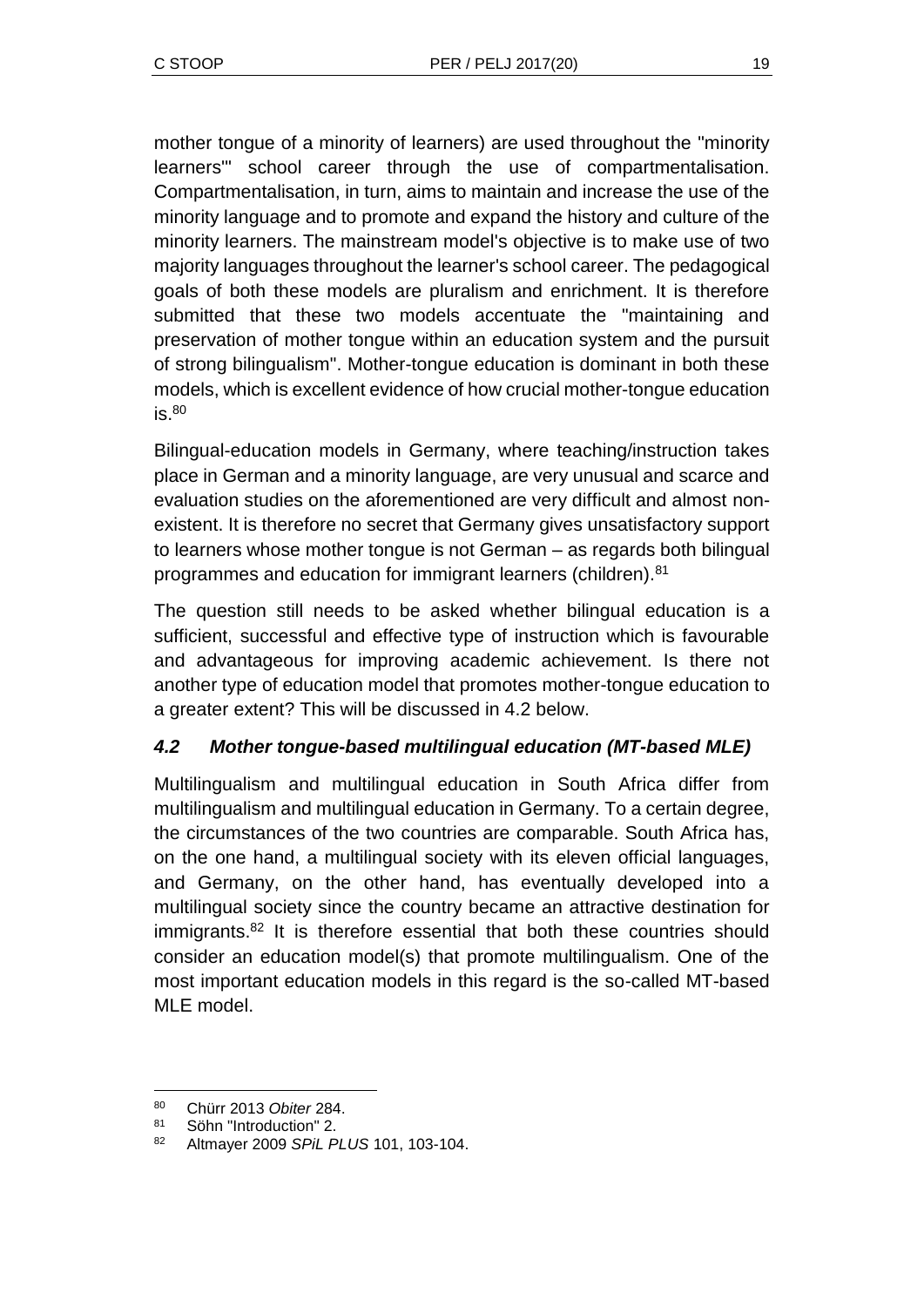mother tongue of a minority of learners) are used throughout the "minority learners'" school career through the use of compartmentalisation. Compartmentalisation, in turn, aims to maintain and increase the use of the minority language and to promote and expand the history and culture of the minority learners. The mainstream model's objective is to make use of two majority languages throughout the learner's school career. The pedagogical goals of both these models are pluralism and enrichment. It is therefore submitted that these two models accentuate the "maintaining and preservation of mother tongue within an education system and the pursuit of strong bilingualism". Mother-tongue education is dominant in both these models, which is excellent evidence of how crucial mother-tongue education is.[80]

Bilingual-education models in Germany, where teaching/instruction takes place in German and a minority language, are very unusual and scarce and evaluation studies on the aforementioned are very difficult and almost non-existent. It is therefore no secret that Germany gives unsatisfactory support to learners whose mother tongue is not German – as regards both bilingual programmes and education for immigrant learners (children).[81]

The question still needs to be asked whether bilingual education is a sufficient, successful and effective type of instruction which is favourable and advantageous for improving academic achievement. Is there not another type of education model that promotes mother-tongue education to a greater extent? This will be discussed in 4.2 below.

### *4.2 Mother tongue-based multilingual education (MT-based MLE)*

Multilingualism and multilingual education in South Africa differ from multilingualism and multilingual education in Germany. To a certain degree, the circumstances of the two countries are comparable. South Africa has, on the one hand, a multilingual society with its eleven official languages, and Germany, on the other hand, has eventually developed into a multilingual society since the country became an attractive destination for immigrants.[82] It is therefore essential that both these countries should consider an education model(s) that promote multilingualism. One of the most important education models in this regard is the so-called MT-based MLE model.

---

[80] Chürr 2013 *Obiter* 284.

[81] Söhn "Introduction" 2.

[82] Altmayer 2009 *SPiL PLUS* 101, 103-104.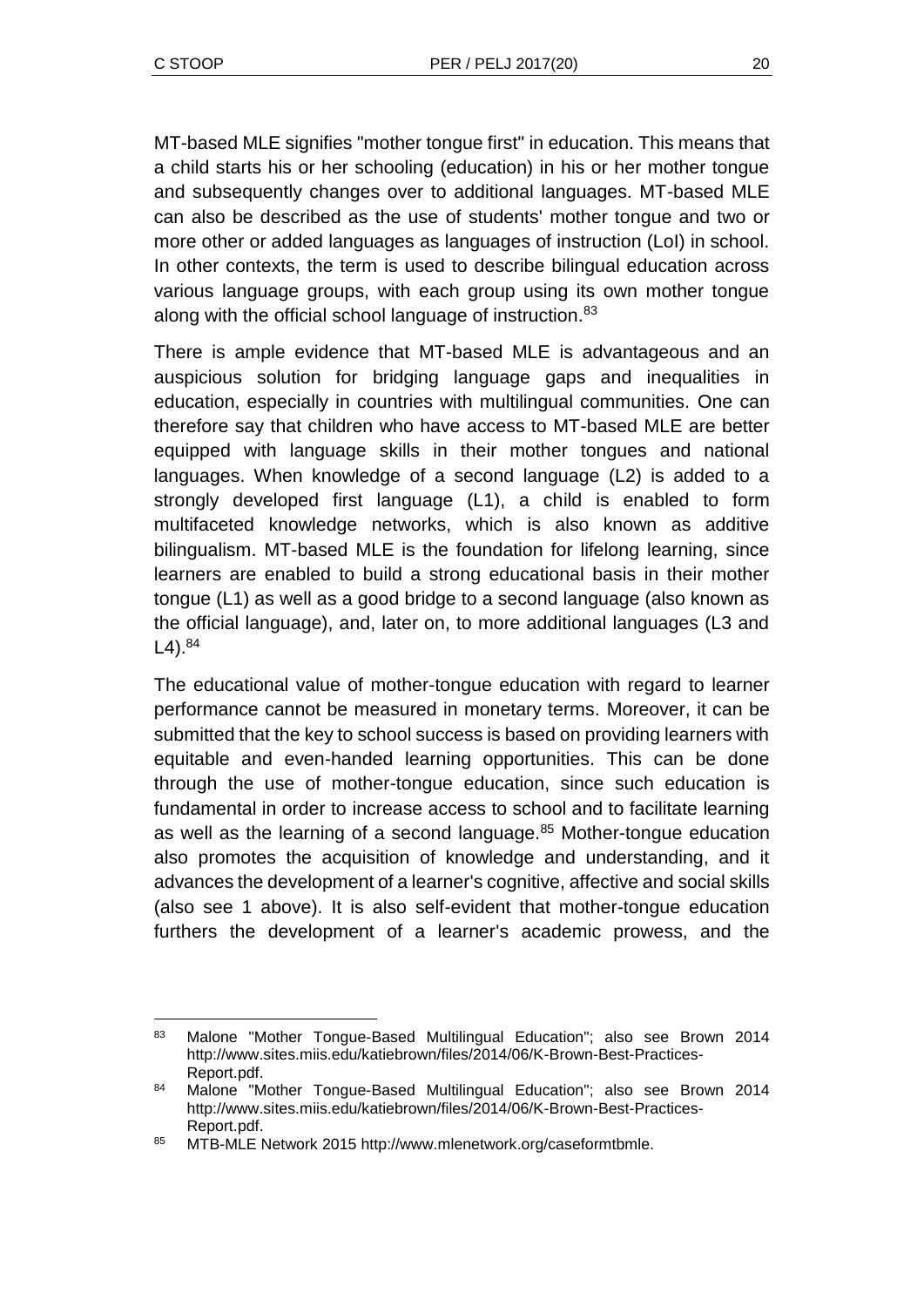MT-based MLE signifies "mother tongue first" in education. This means that a child starts his or her schooling (education) in his or her mother tongue and subsequently changes over to additional languages. MT-based MLE can also be described as the use of students' mother tongue and two or more other or added languages as languages of instruction (LoI) in school. In other contexts, the term is used to describe bilingual education across various language groups, with each group using its own mother tongue along with the official school language of instruction.[83]

There is ample evidence that MT-based MLE is advantageous and an auspicious solution for bridging language gaps and inequalities in education, especially in countries with multilingual communities. One can therefore say that children who have access to MT-based MLE are better equipped with language skills in their mother tongues and national languages. When knowledge of a second language (L2) is added to a strongly developed first language (L1), a child is enabled to form multifaceted knowledge networks, which is also known as additive bilingualism. MT-based MLE is the foundation for lifelong learning, since learners are enabled to build a strong educational basis in their mother tongue (L1) as well as a good bridge to a second language (also known as the official language), and, later on, to more additional languages (L3 and L4).[84]

The educational value of mother-tongue education with regard to learner performance cannot be measured in monetary terms. Moreover, it can be submitted that the key to school success is based on providing learners with equitable and even-handed learning opportunities. This can be done through the use of mother-tongue education, since such education is fundamental in order to increase access to school and to facilitate learning as well as the learning of a second language.[85] Mother-tongue education also promotes the acquisition of knowledge and understanding, and it advances the development of a learner's cognitive, affective and social skills (also see 1 above). It is also self-evident that mother-tongue education furthers the development of a learner's academic prowess, and the

---

[83] Malone "Mother Tongue-Based Multilingual Education"; also see Brown 2014 http://www.sites.miis.edu/katiebrown/files/2014/06/K-Brown-Best-Practices-Report.pdf.

[84] Malone "Mother Tongue-Based Multilingual Education"; also see Brown 2014 http://www.sites.miis.edu/katiebrown/files/2014/06/K-Brown-Best-Practices-Report.pdf.

[85] MTB-MLE Network 2015 http://www.mlenetwork.org/caseformtbmle.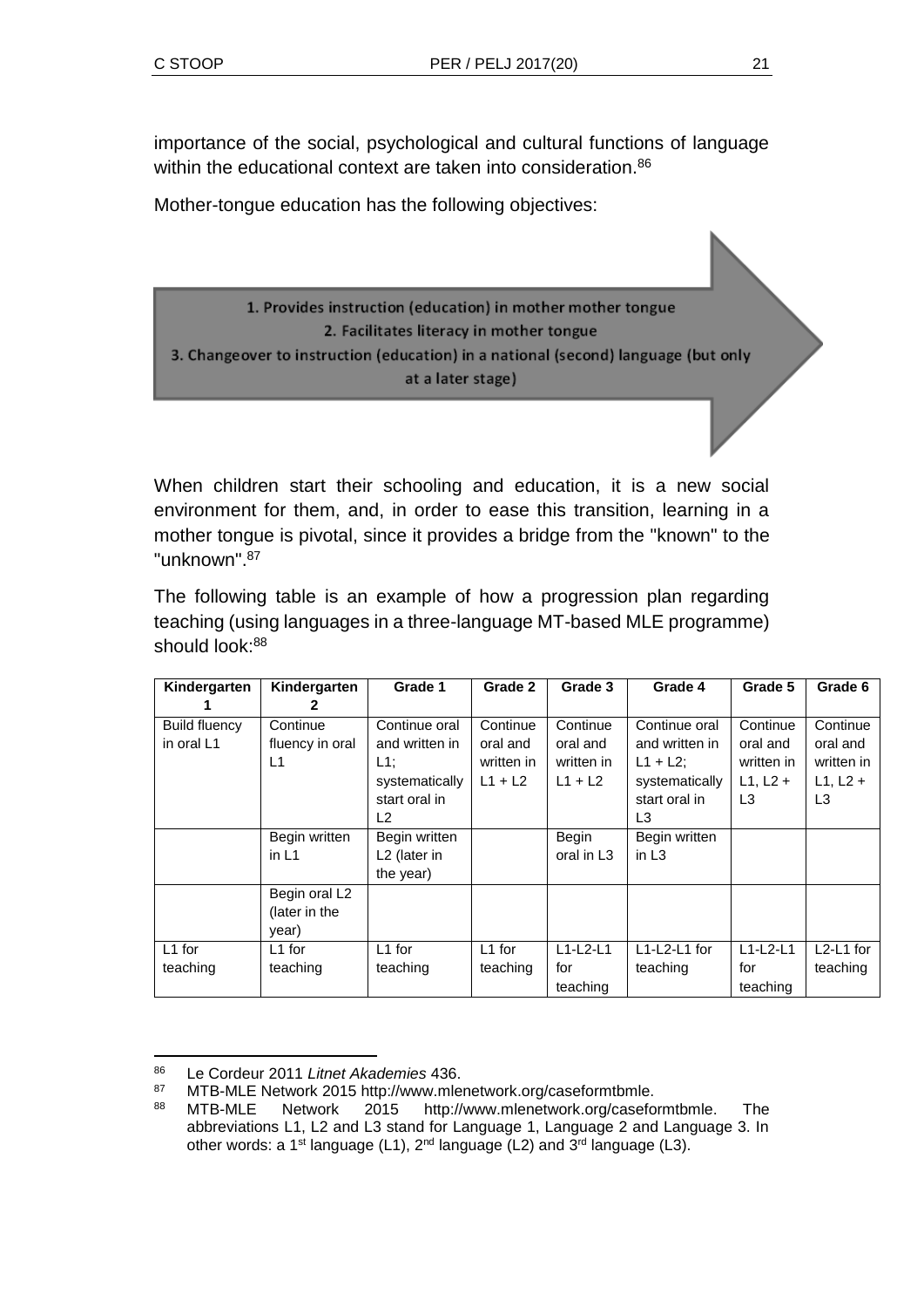importance of the social, psychological and cultural functions of language within the educational context are taken into consideration.[86]

Mother-tongue education has the following objectives:

1. Provides instruction (education) in mother mother tongue
2. Facilitates literacy in mother tongue
3. Changeover to instruction (education) in a national (second) language (but only at a later stage)

When children start their schooling and education, it is a new social environment for them, and, in order to ease this transition, learning in a mother tongue is pivotal, since it provides a bridge from the "known" to the "unknown".[87]

The following table is an example of how a progression plan regarding teaching (using languages in a three-language MT-based MLE programme) should look:[88]

| Kindergarten 1 | Kindergarten 2 | Grade 1 | Grade 2 | Grade 3 | Grade 4 | Grade 5 | Grade 6 |
|---|---|---|---|---|---|---|---|
| Build fluency in oral L1 | Continue fluency in oral L1 | Continue oral and written in L1; systematically start oral in L2 | Continue oral and written in L1 + L2 | Continue oral and written in L1 + L2 | Continue oral and written in L1 + L2; systematically start oral in L3 | Continue oral and written in L1, L2 + L3 | Continue oral and written in L1, L2 + L3 |
| | Begin written in L1 | Begin written L2 (later in the year) | | Begin oral in L3 | Begin written in L3 | | |
| | Begin oral L2 (later in the year) | | | | | | |
| L1 for teaching | L1 for teaching | L1 for teaching | L1 for teaching | L1-L2-L1 for teaching | L1-L2-L1 for teaching | L1-L2-L1 for teaching | L2-L1 for teaching |

---

[86] Le Cordeur 2011 *Litnet Akademies* 436.

[87] MTB-MLE Network 2015 http://www.mlenetwork.org/caseformtbmle.

[88] MTB-MLE Network 2015 http://www.mlenetwork.org/caseformtbmle. The abbreviations L1, L2 and L3 stand for Language 1, Language 2 and Language 3. In other words: a 1st language (L1), 2nd language (L2) and 3rd language (L3).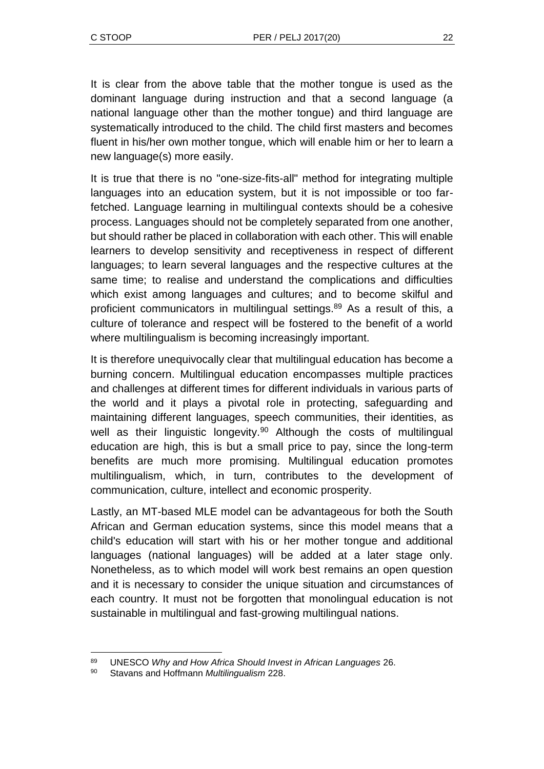It is clear from the above table that the mother tongue is used as the dominant language during instruction and that a second language (a national language other than the mother tongue) and third language are systematically introduced to the child. The child first masters and becomes fluent in his/her own mother tongue, which will enable him or her to learn a new language(s) more easily.

It is true that there is no "one-size-fits-all" method for integrating multiple languages into an education system, but it is not impossible or too far-fetched. Language learning in multilingual contexts should be a cohesive process. Languages should not be completely separated from one another, but should rather be placed in collaboration with each other. This will enable learners to develop sensitivity and receptiveness in respect of different languages; to learn several languages and the respective cultures at the same time; to realise and understand the complications and difficulties which exist among languages and cultures; and to become skilful and proficient communicators in multilingual settings.[89] As a result of this, a culture of tolerance and respect will be fostered to the benefit of a world where multilingualism is becoming increasingly important.

It is therefore unequivocally clear that multilingual education has become a burning concern. Multilingual education encompasses multiple practices and challenges at different times for different individuals in various parts of the world and it plays a pivotal role in protecting, safeguarding and maintaining different languages, speech communities, their identities, as well as their linguistic longevity.[90] Although the costs of multilingual education are high, this is but a small price to pay, since the long-term benefits are much more promising. Multilingual education promotes multilingualism, which, in turn, contributes to the development of communication, culture, intellect and economic prosperity.

Lastly, an MT-based MLE model can be advantageous for both the South African and German education systems, since this model means that a child's education will start with his or her mother tongue and additional languages (national languages) will be added at a later stage only. Nonetheless, as to which model will work best remains an open question and it is necessary to consider the unique situation and circumstances of each country. It must not be forgotten that monolingual education is not sustainable in multilingual and fast-growing multilingual nations.

---

[89] UNESCO *Why and How Africa Should Invest in African Languages* 26.

[90] Stavans and Hoffmann *Multilingualism* 228.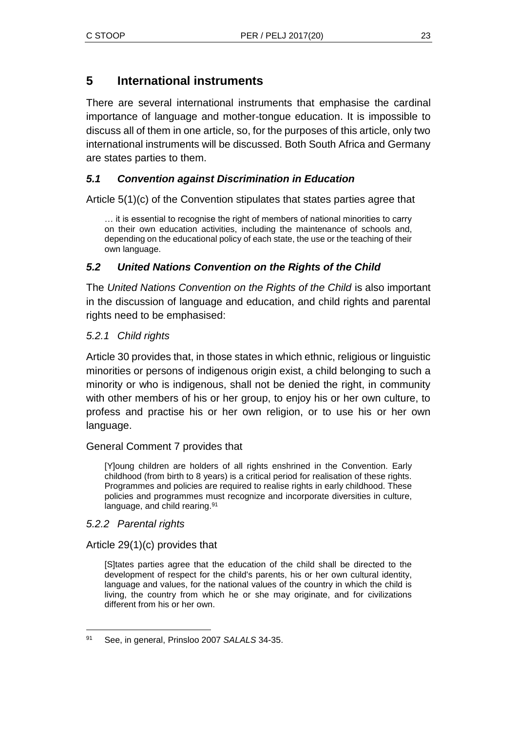## 5 International instruments

There are several international instruments that emphasise the cardinal importance of language and mother-tongue education. It is impossible to discuss all of them in one article, so, for the purposes of this article, only two international instruments will be discussed. Both South Africa and Germany are states parties to them.

### *5.1 Convention against Discrimination in Education*

Article 5(1)(c) of the Convention stipulates that states parties agree that

> … it is essential to recognise the right of members of national minorities to carry on their own education activities, including the maintenance of schools and, depending on the educational policy of each state, the use or the teaching of their own language.

### *5.2 United Nations Convention on the Rights of the Child*

The *United Nations Convention on the Rights of the Child* is also important in the discussion of language and education, and child rights and parental rights need to be emphasised:

#### *5.2.1 Child rights*

Article 30 provides that, in those states in which ethnic, religious or linguistic minorities or persons of indigenous origin exist, a child belonging to such a minority or who is indigenous, shall not be denied the right, in community with other members of his or her group, to enjoy his or her own culture, to profess and practise his or her own religion, or to use his or her own language.

General Comment 7 provides that

> [Y]oung children are holders of all rights enshrined in the Convention. Early childhood (from birth to 8 years) is a critical period for realisation of these rights. Programmes and policies are required to realise rights in early childhood. These policies and programmes must recognize and incorporate diversities in culture, language, and child rearing.[91]

#### *5.2.2 Parental rights*

Article 29(1)(c) provides that

> [S]tates parties agree that the education of the child shall be directed to the development of respect for the child's parents, his or her own cultural identity, language and values, for the national values of the country in which the child is living, the country from which he or she may originate, and for civilizations different from his or her own.

---

91 See, in general, Prinsloo 2007 *SALALS* 34-35.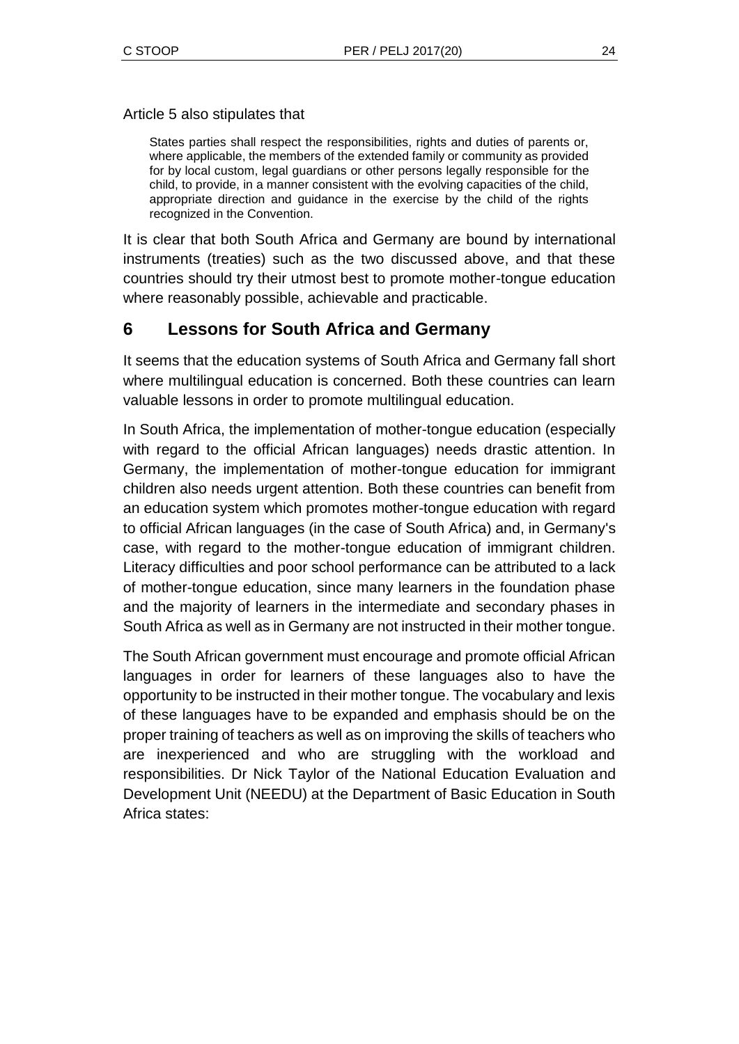Article 5 also stipulates that

> States parties shall respect the responsibilities, rights and duties of parents or, where applicable, the members of the extended family or community as provided for by local custom, legal guardians or other persons legally responsible for the child, to provide, in a manner consistent with the evolving capacities of the child, appropriate direction and guidance in the exercise by the child of the rights recognized in the Convention.

It is clear that both South Africa and Germany are bound by international instruments (treaties) such as the two discussed above, and that these countries should try their utmost best to promote mother-tongue education where reasonably possible, achievable and practicable.

## 6 Lessons for South Africa and Germany

It seems that the education systems of South Africa and Germany fall short where multilingual education is concerned. Both these countries can learn valuable lessons in order to promote multilingual education.

In South Africa, the implementation of mother-tongue education (especially with regard to the official African languages) needs drastic attention. In Germany, the implementation of mother-tongue education for immigrant children also needs urgent attention. Both these countries can benefit from an education system which promotes mother-tongue education with regard to official African languages (in the case of South Africa) and, in Germany's case, with regard to the mother-tongue education of immigrant children. Literacy difficulties and poor school performance can be attributed to a lack of mother-tongue education, since many learners in the foundation phase and the majority of learners in the intermediate and secondary phases in South Africa as well as in Germany are not instructed in their mother tongue.

The South African government must encourage and promote official African languages in order for learners of these languages also to have the opportunity to be instructed in their mother tongue. The vocabulary and lexis of these languages have to be expanded and emphasis should be on the proper training of teachers as well as on improving the skills of teachers who are inexperienced and who are struggling with the workload and responsibilities. Dr Nick Taylor of the National Education Evaluation and Development Unit (NEEDU) at the Department of Basic Education in South Africa states: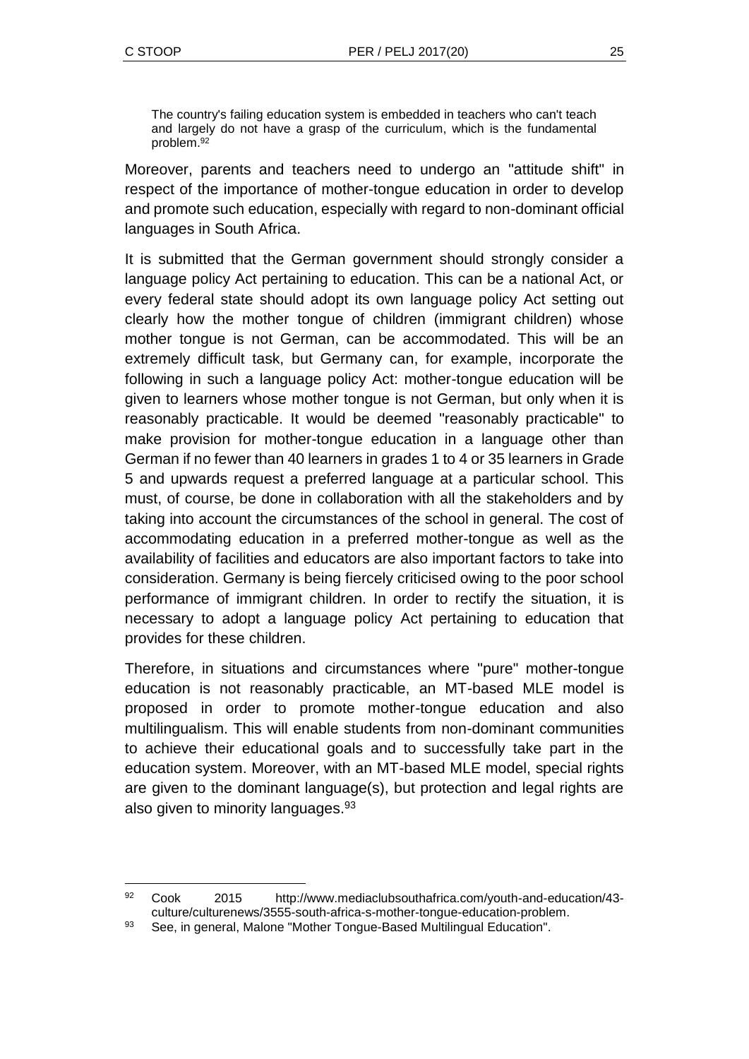> The country's failing education system is embedded in teachers who can't teach and largely do not have a grasp of the curriculum, which is the fundamental problem.[92]

Moreover, parents and teachers need to undergo an "attitude shift" in respect of the importance of mother-tongue education in order to develop and promote such education, especially with regard to non-dominant official languages in South Africa.

It is submitted that the German government should strongly consider a language policy Act pertaining to education. This can be a national Act, or every federal state should adopt its own language policy Act setting out clearly how the mother tongue of children (immigrant children) whose mother tongue is not German, can be accommodated. This will be an extremely difficult task, but Germany can, for example, incorporate the following in such a language policy Act: mother-tongue education will be given to learners whose mother tongue is not German, but only when it is reasonably practicable. It would be deemed "reasonably practicable" to make provision for mother-tongue education in a language other than German if no fewer than 40 learners in grades 1 to 4 or 35 learners in Grade 5 and upwards request a preferred language at a particular school. This must, of course, be done in collaboration with all the stakeholders and by taking into account the circumstances of the school in general. The cost of accommodating education in a preferred mother-tongue as well as the availability of facilities and educators are also important factors to take into consideration. Germany is being fiercely criticised owing to the poor school performance of immigrant children. In order to rectify the situation, it is necessary to adopt a language policy Act pertaining to education that provides for these children.

Therefore, in situations and circumstances where "pure" mother-tongue education is not reasonably practicable, an MT-based MLE model is proposed in order to promote mother-tongue education and also multilingualism. This will enable students from non-dominant communities to achieve their educational goals and to successfully take part in the education system. Moreover, with an MT-based MLE model, special rights are given to the dominant language(s), but protection and legal rights are also given to minority languages.[93]

---

[92] Cook 2015 http://www.mediaclubsouthafrica.com/youth-and-education/43-culture/culturenews/3555-south-africa-s-mother-tongue-education-problem.

[93] See, in general, Malone "Mother Tongue-Based Multilingual Education".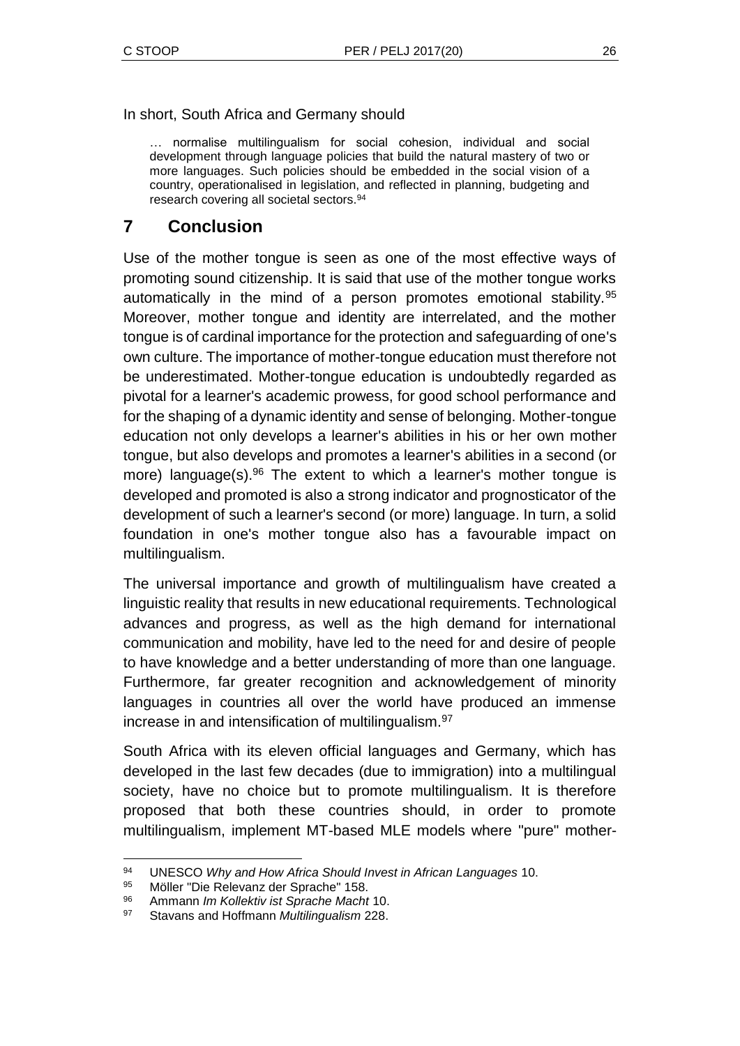In short, South Africa and Germany should

> … normalise multilingualism for social cohesion, individual and social development through language policies that build the natural mastery of two or more languages. Such policies should be embedded in the social vision of a country, operationalised in legislation, and reflected in planning, budgeting and research covering all societal sectors.[94]

## 7 Conclusion

Use of the mother tongue is seen as one of the most effective ways of promoting sound citizenship. It is said that use of the mother tongue works automatically in the mind of a person promotes emotional stability.[95] Moreover, mother tongue and identity are interrelated, and the mother tongue is of cardinal importance for the protection and safeguarding of one's own culture. The importance of mother-tongue education must therefore not be underestimated. Mother-tongue education is undoubtedly regarded as pivotal for a learner's academic prowess, for good school performance and for the shaping of a dynamic identity and sense of belonging. Mother-tongue education not only develops a learner's abilities in his or her own mother tongue, but also develops and promotes a learner's abilities in a second (or more) language(s).[96] The extent to which a learner's mother tongue is developed and promoted is also a strong indicator and prognosticator of the development of such a learner's second (or more) language. In turn, a solid foundation in one's mother tongue also has a favourable impact on multilingualism.

The universal importance and growth of multilingualism have created a linguistic reality that results in new educational requirements. Technological advances and progress, as well as the high demand for international communication and mobility, have led to the need for and desire of people to have knowledge and a better understanding of more than one language. Furthermore, far greater recognition and acknowledgement of minority languages in countries all over the world have produced an immense increase in and intensification of multilingualism.[97]

South Africa with its eleven official languages and Germany, which has developed in the last few decades (due to immigration) into a multilingual society, have no choice but to promote multilingualism. It is therefore proposed that both these countries should, in order to promote multilingualism, implement MT-based MLE models where "pure" mother-

---

[94] UNESCO *Why and How Africa Should Invest in African Languages* 10.

[95] Möller "Die Relevanz der Sprache" 158.

[96] Ammann *Im Kollektiv ist Sprache Macht* 10.

[97] Stavans and Hoffmann *Multilingualism* 228.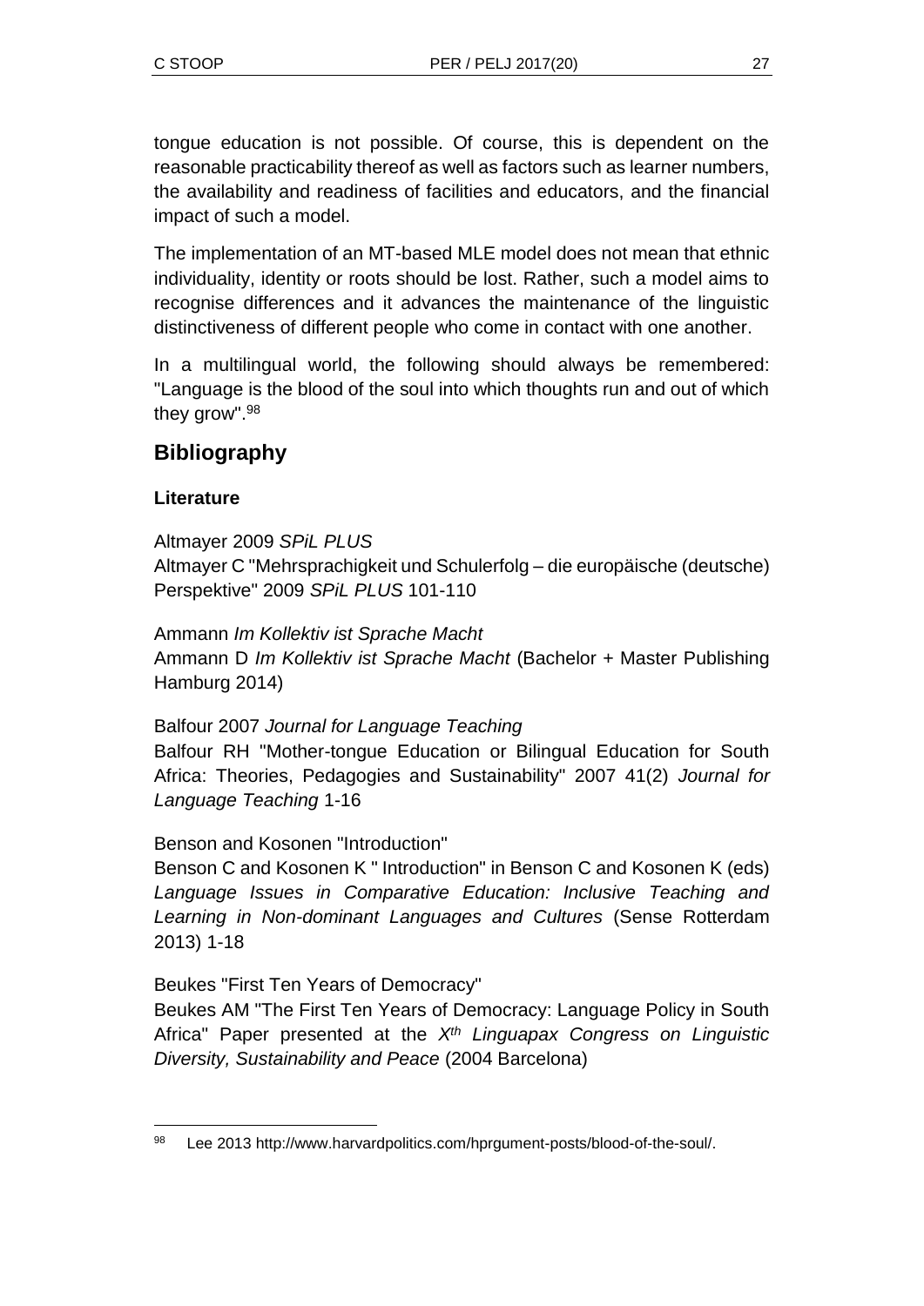tongue education is not possible. Of course, this is dependent on the reasonable practicability thereof as well as factors such as learner numbers, the availability and readiness of facilities and educators, and the financial impact of such a model.

The implementation of an MT-based MLE model does not mean that ethnic individuality, identity or roots should be lost. Rather, such a model aims to recognise differences and it advances the maintenance of the linguistic distinctiveness of different people who come in contact with one another.

In a multilingual world, the following should always be remembered: "Language is the blood of the soul into which thoughts run and out of which they grow".[98]

## Bibliography

### Literature

Altmayer 2009 *SPiL PLUS*
Altmayer C "Mehrsprachigkeit und Schulerfolg – die europäische (deutsche) Perspektive" 2009 *SPiL PLUS* 101-110

Ammann *Im Kollektiv ist Sprache Macht*
Ammann D *Im Kollektiv ist Sprache Macht* (Bachelor + Master Publishing Hamburg 2014)

Balfour 2007 *Journal for Language Teaching*
Balfour RH "Mother-tongue Education or Bilingual Education for South Africa: Theories, Pedagogies and Sustainability" 2007 41(2) *Journal for Language Teaching* 1-16

Benson and Kosonen "Introduction"
Benson C and Kosonen K " Introduction" in Benson C and Kosonen K (eds) *Language Issues in Comparative Education: Inclusive Teaching and Learning in Non-dominant Languages and Cultures* (Sense Rotterdam 2013) 1-18

Beukes "First Ten Years of Democracy"
Beukes AM "The First Ten Years of Democracy: Language Policy in South Africa" Paper presented at the *X$^{th}$ Linguapax Congress on Linguistic Diversity, Sustainability and Peace* (2004 Barcelona)

---

[98] Lee 2013 http://www.harvardpolitics.com/hprgument-posts/blood-of-the-soul/.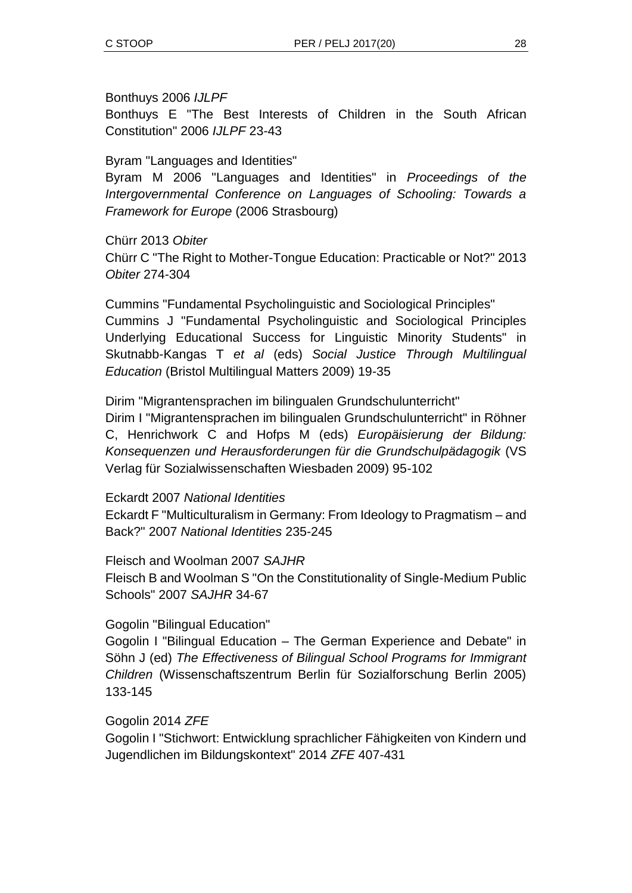Bonthuys 2006 *IJLPF*

Bonthuys E "The Best Interests of Children in the South African Constitution" 2006 *IJLPF* 23-43

Byram "Languages and Identities"

Byram M 2006 "Languages and Identities" in *Proceedings of the Intergovernmental Conference on Languages of Schooling: Towards a Framework for Europe* (2006 Strasbourg)

Chürr 2013 *Obiter*

Chürr C "The Right to Mother-Tongue Education: Practicable or Not?" 2013 *Obiter* 274-304

Cummins "Fundamental Psycholinguistic and Sociological Principles"

Cummins J "Fundamental Psycholinguistic and Sociological Principles Underlying Educational Success for Linguistic Minority Students" in Skutnabb-Kangas T *et al* (eds) *Social Justice Through Multilingual Education* (Bristol Multilingual Matters 2009) 19-35

Dirim "Migrantensprachen im bilingualen Grundschulunterricht"

Dirim I "Migrantensprachen im bilingualen Grundschulunterricht" in Röhner C, Henrichwork C and Hofps M (eds) *Europäisierung der Bildung: Konsequenzen und Herausforderungen für die Grundschulpädagogik* (VS Verlag für Sozialwissenschaften Wiesbaden 2009) 95-102

Eckardt 2007 *National Identities*

Eckardt F "Multiculturalism in Germany: From Ideology to Pragmatism – and Back?" 2007 *National Identities* 235-245

Fleisch and Woolman 2007 *SAJHR*

Fleisch B and Woolman S "On the Constitutionality of Single-Medium Public Schools" 2007 *SAJHR* 34-67

Gogolin "Bilingual Education"

Gogolin I "Bilingual Education – The German Experience and Debate" in Söhn J (ed) *The Effectiveness of Bilingual School Programs for Immigrant Children* (Wissenschaftszentrum Berlin für Sozialforschung Berlin 2005) 133-145

Gogolin 2014 *ZFE*

Gogolin I "Stichwort: Entwicklung sprachlicher Fähigkeiten von Kindern und Jugendlichen im Bildungskontext" 2014 *ZFE* 407-431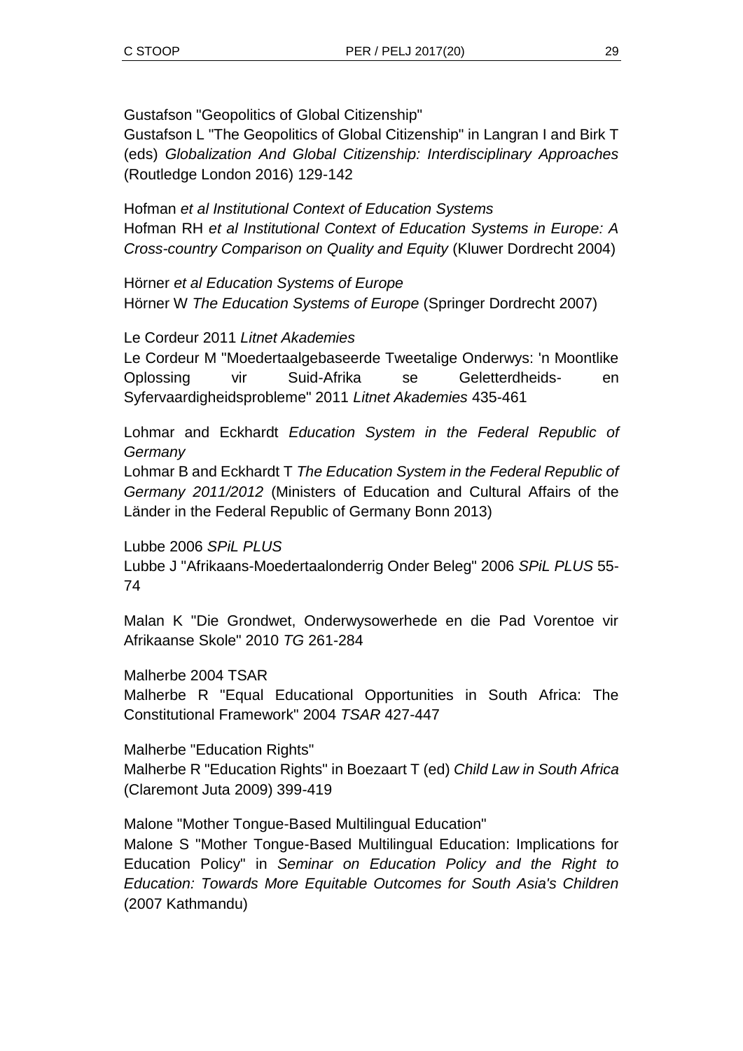Gustafson "Geopolitics of Global Citizenship"
Gustafson L "The Geopolitics of Global Citizenship" in Langran I and Birk T (eds) *Globalization And Global Citizenship: Interdisciplinary Approaches* (Routledge London 2016) 129-142

Hofman *et al Institutional Context of Education Systems*
Hofman RH *et al Institutional Context of Education Systems in Europe: A Cross-country Comparison on Quality and Equity* (Kluwer Dordrecht 2004)

Hörner *et al Education Systems of Europe*
Hörner W *The Education Systems of Europe* (Springer Dordrecht 2007)

Le Cordeur 2011 *Litnet Akademies*
Le Cordeur M "Moedertaalgebaseerde Tweetalige Onderwys: 'n Moontlike Oplossing vir Suid-Afrika se Geletterdheids- en Syfervaardigheidsprobleme" 2011 *Litnet Akademies* 435-461

Lohmar and Eckhardt *Education System in the Federal Republic of Germany*
Lohmar B and Eckhardt T *The Education System in the Federal Republic of Germany 2011/2012* (Ministers of Education and Cultural Affairs of the Länder in the Federal Republic of Germany Bonn 2013)

Lubbe 2006 *SPiL PLUS*
Lubbe J "Afrikaans-Moedertaalonderrig Onder Beleg" 2006 *SPiL PLUS* 55-74

Malan K "Die Grondwet, Onderwysowerhede en die Pad Vorentoe vir Afrikaanse Skole" 2010 *TG* 261-284

Malherbe 2004 TSAR
Malherbe R "Equal Educational Opportunities in South Africa: The Constitutional Framework" 2004 *TSAR* 427-447

Malherbe "Education Rights"
Malherbe R "Education Rights" in Boezaart T (ed) *Child Law in South Africa* (Claremont Juta 2009) 399-419

Malone "Mother Tongue-Based Multilingual Education"
Malone S "Mother Tongue-Based Multilingual Education: Implications for Education Policy" in *Seminar on Education Policy and the Right to Education: Towards More Equitable Outcomes for South Asia's Children* (2007 Kathmandu)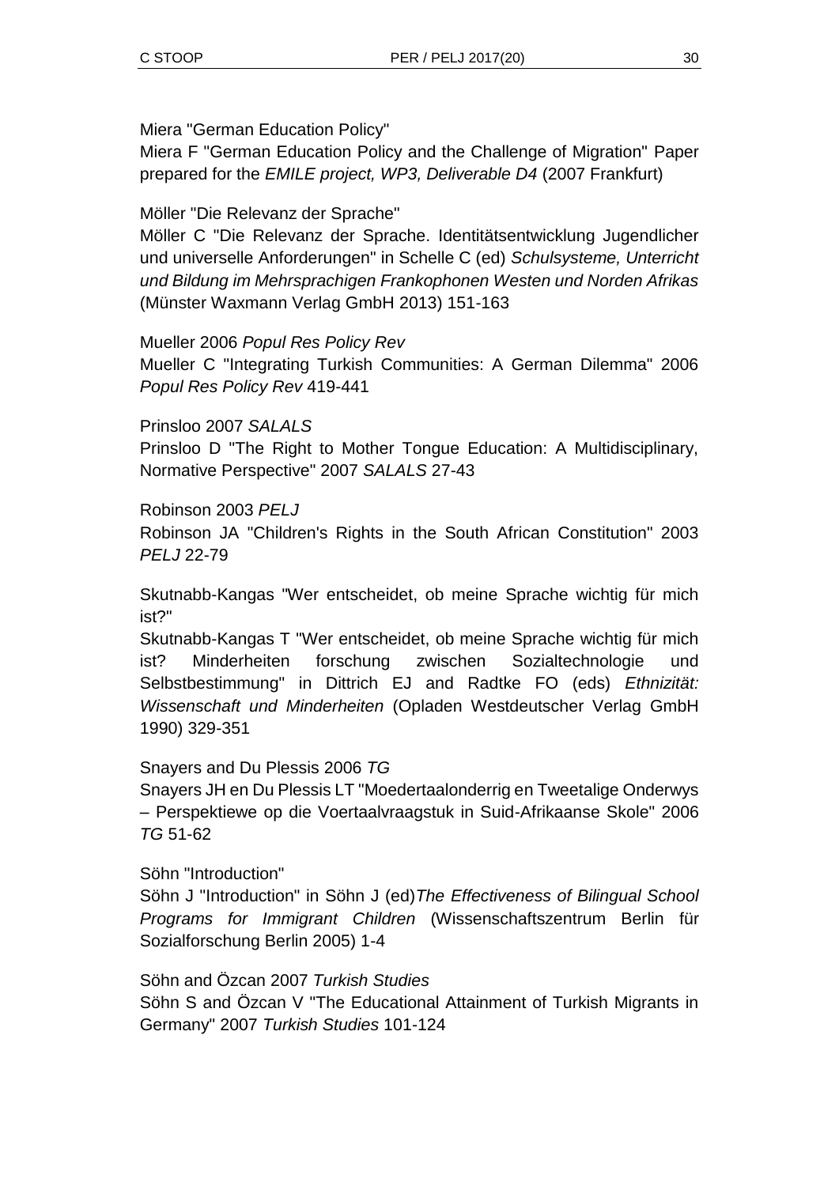Miera "German Education Policy"

Miera F "German Education Policy and the Challenge of Migration" Paper prepared for the *EMILE project, WP3, Deliverable D4* (2007 Frankfurt)

Möller "Die Relevanz der Sprache"

Möller C "Die Relevanz der Sprache. Identitätsentwicklung Jugendlicher und universelle Anforderungen" in Schelle C (ed) *Schulsysteme, Unterricht und Bildung im Mehrsprachigen Frankophonen Westen und Norden Afrikas* (Münster Waxmann Verlag GmbH 2013) 151-163

Mueller 2006 *Popul Res Policy Rev*

Mueller C "Integrating Turkish Communities: A German Dilemma" 2006 *Popul Res Policy Rev* 419-441

Prinsloo 2007 *SALALS*

Prinsloo D "The Right to Mother Tongue Education: A Multidisciplinary, Normative Perspective" 2007 *SALALS* 27-43

Robinson 2003 *PELJ*

Robinson JA "Children's Rights in the South African Constitution" 2003 *PELJ* 22-79

Skutnabb-Kangas "Wer entscheidet, ob meine Sprache wichtig für mich ist?"

Skutnabb-Kangas T "Wer entscheidet, ob meine Sprache wichtig für mich ist? Minderheiten forschung zwischen Sozialtechnologie und Selbstbestimmung" in Dittrich EJ and Radtke FO (eds) *Ethnizität: Wissenschaft und Minderheiten* (Opladen Westdeutscher Verlag GmbH 1990) 329-351

Snayers and Du Plessis 2006 *TG*

Snayers JH en Du Plessis LT "Moedertaalonderrig en Tweetalige Onderwys – Perspektiewe op die Voertaalvraagstuk in Suid-Afrikaanse Skole" 2006 *TG* 51-62

Söhn "Introduction"

Söhn J "Introduction" in Söhn J (ed) *The Effectiveness of Bilingual School Programs for Immigrant Children* (Wissenschaftszentrum Berlin für Sozialforschung Berlin 2005) 1-4

Söhn and Özcan 2007 *Turkish Studies*

Söhn S and Özcan V "The Educational Attainment of Turkish Migrants in Germany" 2007 *Turkish Studies* 101-124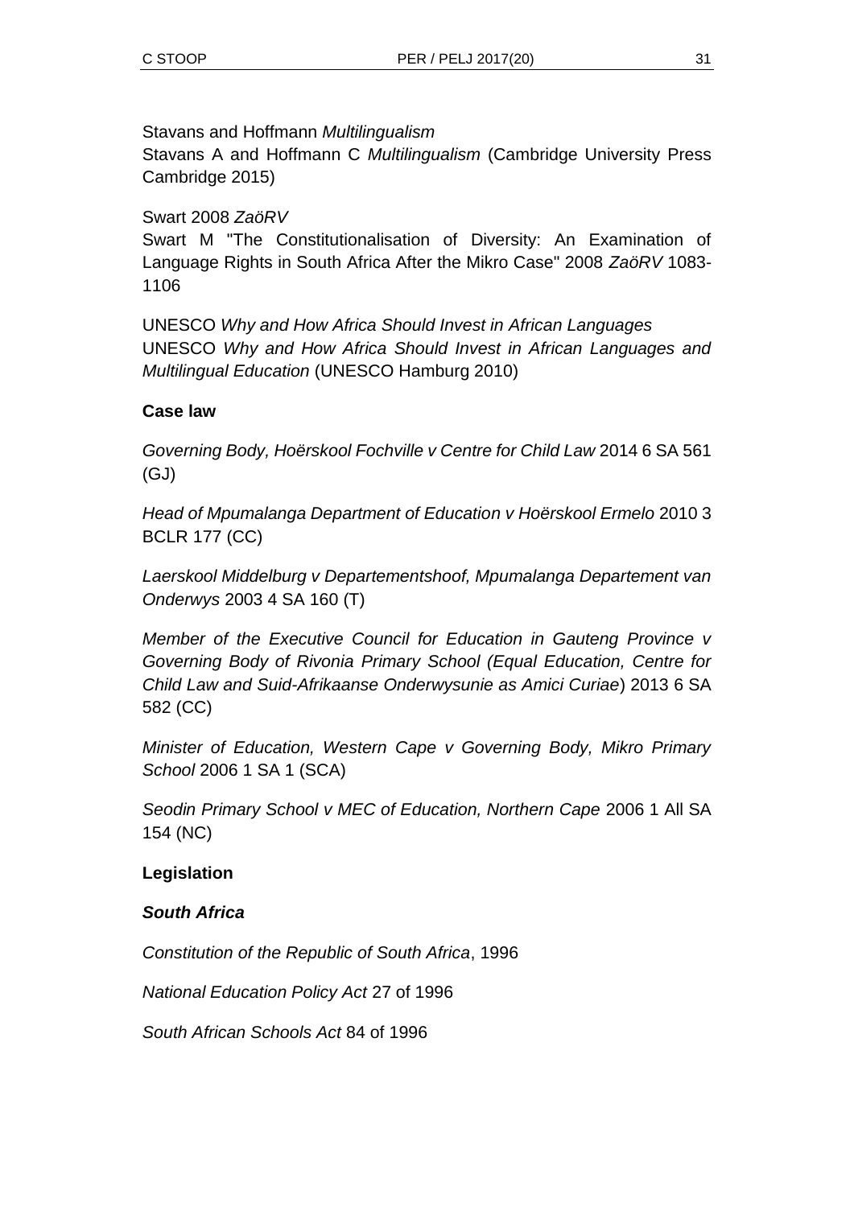Stavans and Hoffmann *Multilingualism*
Stavans A and Hoffmann C *Multilingualism* (Cambridge University Press Cambridge 2015)

Swart 2008 *ZaöRV*
Swart M "The Constitutionalisation of Diversity: An Examination of Language Rights in South Africa After the Mikro Case" 2008 *ZaöRV* 1083-1106

UNESCO *Why and How Africa Should Invest in African Languages*
UNESCO *Why and How Africa Should Invest in African Languages and Multilingual Education* (UNESCO Hamburg 2010)

**Case law**

*Governing Body, Hoërskool Fochville v Centre for Child Law* 2014 6 SA 561 (GJ)

*Head of Mpumalanga Department of Education v Hoërskool Ermelo* 2010 3 BCLR 177 (CC)

*Laerskool Middelburg v Departementshoof, Mpumalanga Departement van Onderwys* 2003 4 SA 160 (T)

*Member of the Executive Council for Education in Gauteng Province v Governing Body of Rivonia Primary School (Equal Education, Centre for Child Law and Suid-Afrikaanse Onderwysunie as Amici Curiae*) 2013 6 SA 582 (CC)

*Minister of Education, Western Cape v Governing Body, Mikro Primary School* 2006 1 SA 1 (SCA)

*Seodin Primary School v MEC of Education, Northern Cape* 2006 1 All SA 154 (NC)

**Legislation**

***South Africa***

*Constitution of the Republic of South Africa*, 1996

*National Education Policy Act* 27 of 1996

*South African Schools Act* 84 of 1996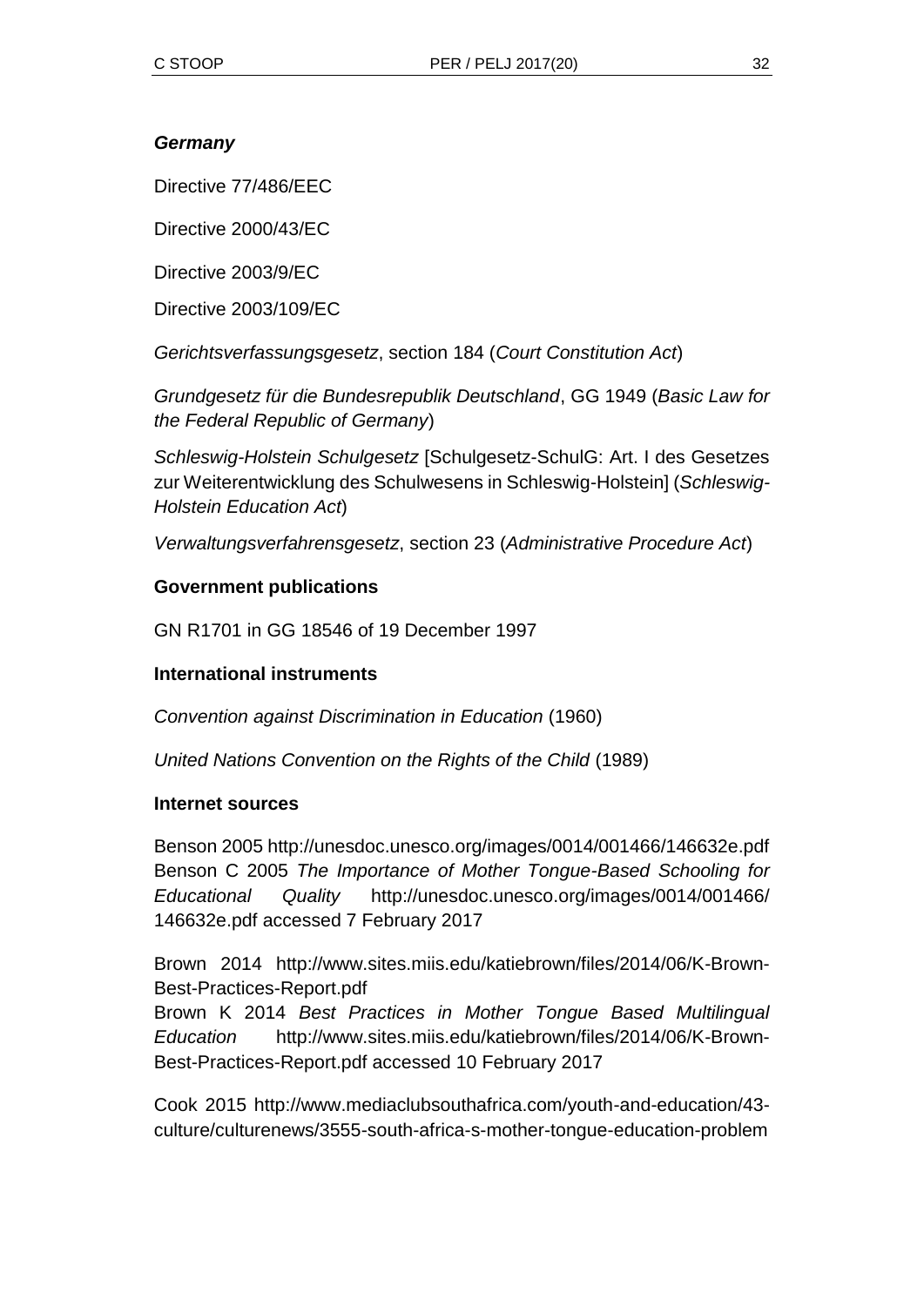***Germany***

Directive 77/486/EEC

Directive 2000/43/EC

Directive 2003/9/EC

Directive 2003/109/EC

*Gerichtsverfassungsgesetz*, section 184 (*Court Constitution Act*)

*Grundgesetz für die Bundesrepublik Deutschland*, GG 1949 (*Basic Law for the Federal Republic of Germany*)

*Schleswig-Holstein Schulgesetz* [Schulgesetz-SchulG: Art. I des Gesetzes zur Weiterentwicklung des Schulwesens in Schleswig-Holstein] (*Schleswig-Holstein Education Act*)

*Verwaltungsverfahrensgesetz*, section 23 (*Administrative Procedure Act*)

**Government publications**

GN R1701 in GG 18546 of 19 December 1997

**International instruments**

*Convention against Discrimination in Education* (1960)

*United Nations Convention on the Rights of the Child* (1989)

**Internet sources**

Benson 2005 http://unesdoc.unesco.org/images/0014/001466/146632e.pdf
Benson C 2005 *The Importance of Mother Tongue-Based Schooling for Educational Quality* http://unesdoc.unesco.org/images/0014/001466/146632e.pdf accessed 7 February 2017

Brown 2014 http://www.sites.miis.edu/katiebrown/files/2014/06/K-Brown-Best-Practices-Report.pdf
Brown K 2014 *Best Practices in Mother Tongue Based Multilingual Education* http://www.sites.miis.edu/katiebrown/files/2014/06/K-Brown-Best-Practices-Report.pdf accessed 10 February 2017

Cook 2015 http://www.mediaclubsouthafrica.com/youth-and-education/43-culture/culturenews/3555-south-africa-s-mother-tongue-education-problem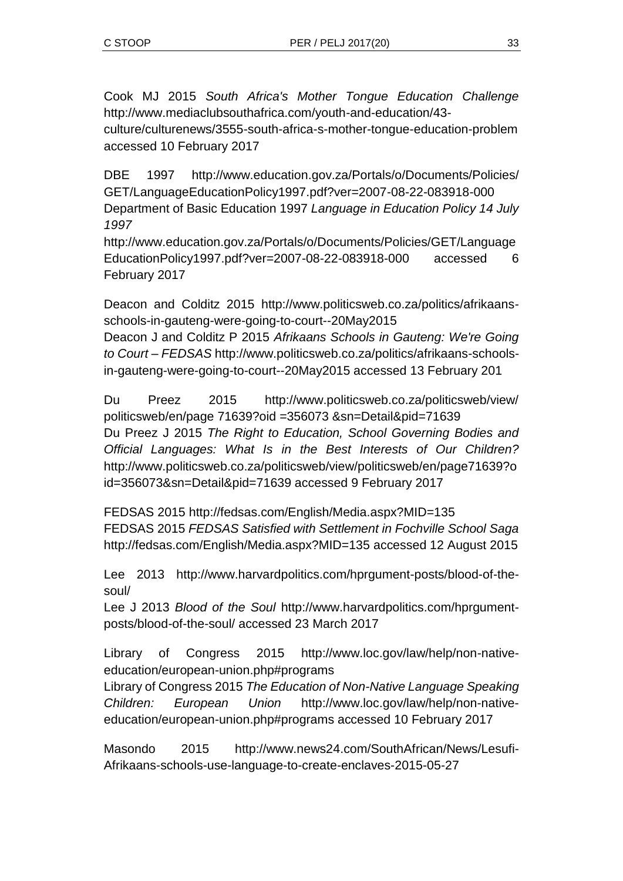Cook MJ 2015 *South Africa's Mother Tongue Education Challenge* http://www.mediaclubsouthafrica.com/youth-and-education/43-culture/culturenews/3555-south-africa-s-mother-tongue-education-problem accessed 10 February 2017

DBE 1997 http://www.education.gov.za/Portals/o/Documents/Policies/GET/LanguageEducationPolicy1997.pdf?ver=2007-08-22-083918-000
Department of Basic Education 1997 *Language in Education Policy 14 July 1997*
http://www.education.gov.za/Portals/o/Documents/Policies/GET/LanguageEducationPolicy1997.pdf?ver=2007-08-22-083918-000 accessed 6 February 2017

Deacon and Colditz 2015 http://www.politicsweb.co.za/politics/afrikaans-schools-in-gauteng-were-going-to-court--20May2015
Deacon J and Colditz P 2015 *Afrikaans Schools in Gauteng: We're Going to Court – FEDSAS* http://www.politicsweb.co.za/politics/afrikaans-schools-in-gauteng-were-going-to-court--20May2015 accessed 13 February 201

Du Preez 2015 http://www.politicsweb.co.za/politicsweb/view/politicsweb/en/page 71639?oid =356073 &sn=Detail&pid=71639
Du Preez J 2015 *The Right to Education, School Governing Bodies and Official Languages: What Is in the Best Interests of Our Children?* http://www.politicsweb.co.za/politicsweb/view/politicsweb/en/page71639?oid=356073&sn=Detail&pid=71639 accessed 9 February 2017

FEDSAS 2015 http://fedsas.com/English/Media.aspx?MID=135
FEDSAS 2015 *FEDSAS Satisfied with Settlement in Fochville School Saga* http://fedsas.com/English/Media.aspx?MID=135 accessed 12 August 2015

Lee 2013 http://www.harvardpolitics.com/hprgument-posts/blood-of-the-soul/
Lee J 2013 *Blood of the Soul* http://www.harvardpolitics.com/hprgument-posts/blood-of-the-soul/ accessed 23 March 2017

Library of Congress 2015 http://www.loc.gov/law/help/non-native-education/european-union.php#programs
Library of Congress 2015 *The Education of Non-Native Language Speaking Children: European Union* http://www.loc.gov/law/help/non-native-education/european-union.php#programs accessed 10 February 2017

Masondo 2015 http://www.news24.com/SouthAfrican/News/Lesufi-Afrikaans-schools-use-language-to-create-enclaves-2015-05-27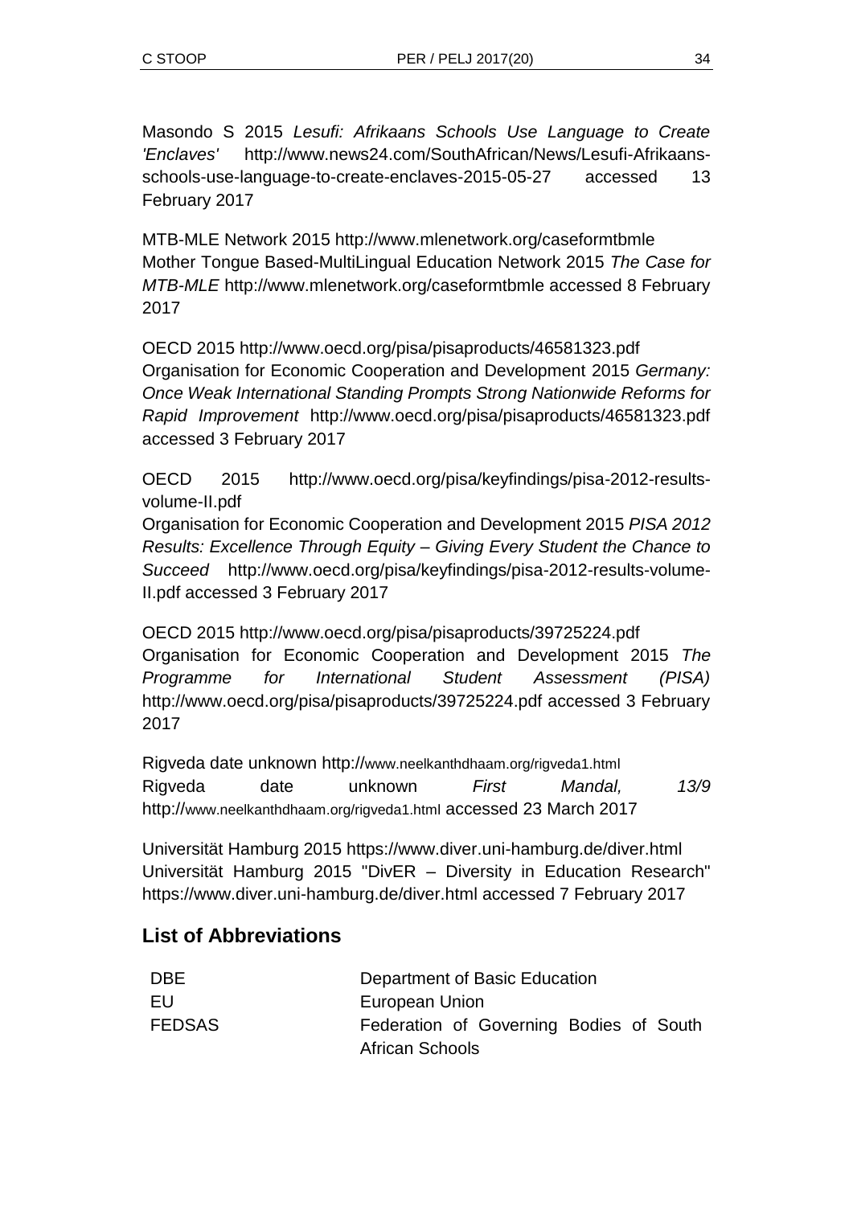Masondo S 2015 *Lesufi: Afrikaans Schools Use Language to Create 'Enclaves'* http://www.news24.com/SouthAfrican/News/Lesufi-Afrikaans-schools-use-language-to-create-enclaves-2015-05-27 accessed 13 February 2017

MTB-MLE Network 2015 http://www.mlenetwork.org/caseformtbmle
Mother Tongue Based-MultiLingual Education Network 2015 *The Case for MTB-MLE* http://www.mlenetwork.org/caseformtbmle accessed 8 February 2017

OECD 2015 http://www.oecd.org/pisa/pisaproducts/46581323.pdf
Organisation for Economic Cooperation and Development 2015 *Germany: Once Weak International Standing Prompts Strong Nationwide Reforms for Rapid Improvement* http://www.oecd.org/pisa/pisaproducts/46581323.pdf accessed 3 February 2017

OECD 2015 http://www.oecd.org/pisa/keyfindings/pisa-2012-results-volume-II.pdf
Organisation for Economic Cooperation and Development 2015 *PISA 2012 Results: Excellence Through Equity – Giving Every Student the Chance to Succeed* http://www.oecd.org/pisa/keyfindings/pisa-2012-results-volume-II.pdf accessed 3 February 2017

OECD 2015 http://www.oecd.org/pisa/pisaproducts/39725224.pdf
Organisation for Economic Cooperation and Development 2015 *The Programme for International Student Assessment (PISA)* http://www.oecd.org/pisa/pisaproducts/39725224.pdf accessed 3 February 2017

Rigveda date unknown http://www.neelkanthdhaam.org/rigveda1.html
Rigveda date unknown *First Mandal, 13/9* http://www.neelkanthdhaam.org/rigveda1.html accessed 23 March 2017

Universität Hamburg 2015 https://www.diver.uni-hamburg.de/diver.html
Universität Hamburg 2015 "DivER – Diversity in Education Research" https://www.diver.uni-hamburg.de/diver.html accessed 7 February 2017

## List of Abbreviations

| | |
|---|---|
| DBE | Department of Basic Education |
| EU | European Union |
| FEDSAS | Federation of Governing Bodies of South African Schools |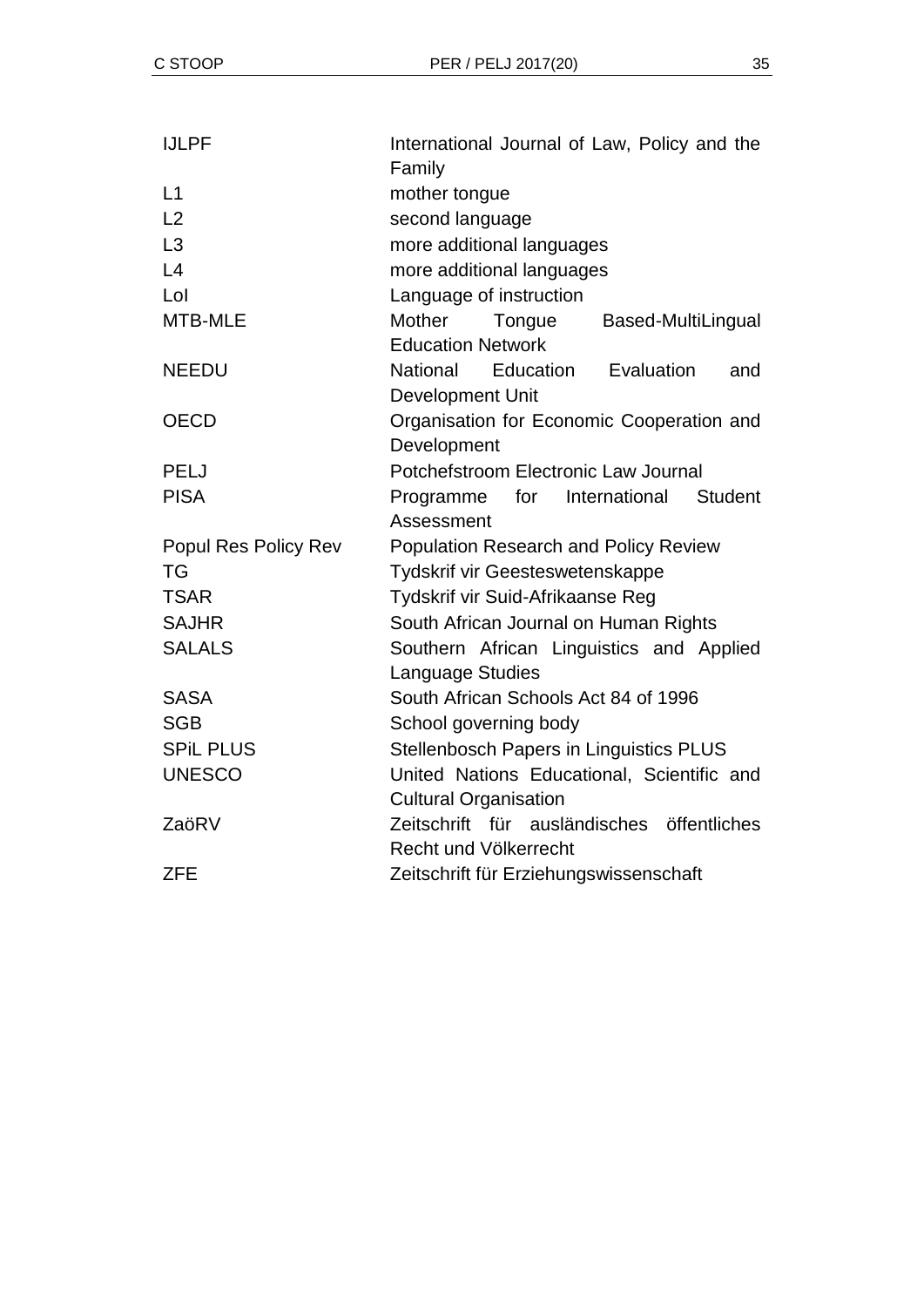| | |
|---|---|
| IJLPF | International Journal of Law, Policy and the Family |
| L1 | mother tongue |
| L2 | second language |
| L3 | more additional languages |
| L4 | more additional languages |
| LoI | Language of instruction |
| MTB-MLE | Mother Tongue Based-MultiLingual Education Network |
| NEEDU | National Education Evaluation and Development Unit |
| OECD | Organisation for Economic Cooperation and Development |
| PELJ | Potchefstroom Electronic Law Journal |
| PISA | Programme for International Student Assessment |
| Popul Res Policy Rev | Population Research and Policy Review |
| TG | Tydskrif vir Geesteswetenskappe |
| TSAR | Tydskrif vir Suid-Afrikaanse Reg |
| SAJHR | South African Journal on Human Rights |
| SALALS | Southern African Linguistics and Applied Language Studies |
| SASA | South African Schools Act 84 of 1996 |
| SGB | School governing body |
| SPiL PLUS | Stellenbosch Papers in Linguistics PLUS |
| UNESCO | United Nations Educational, Scientific and Cultural Organisation |
| ZaöRV | Zeitschrift für ausländisches öffentliches Recht und Völkerrecht |
| ZFE | Zeitschrift für Erziehungswissenschaft |